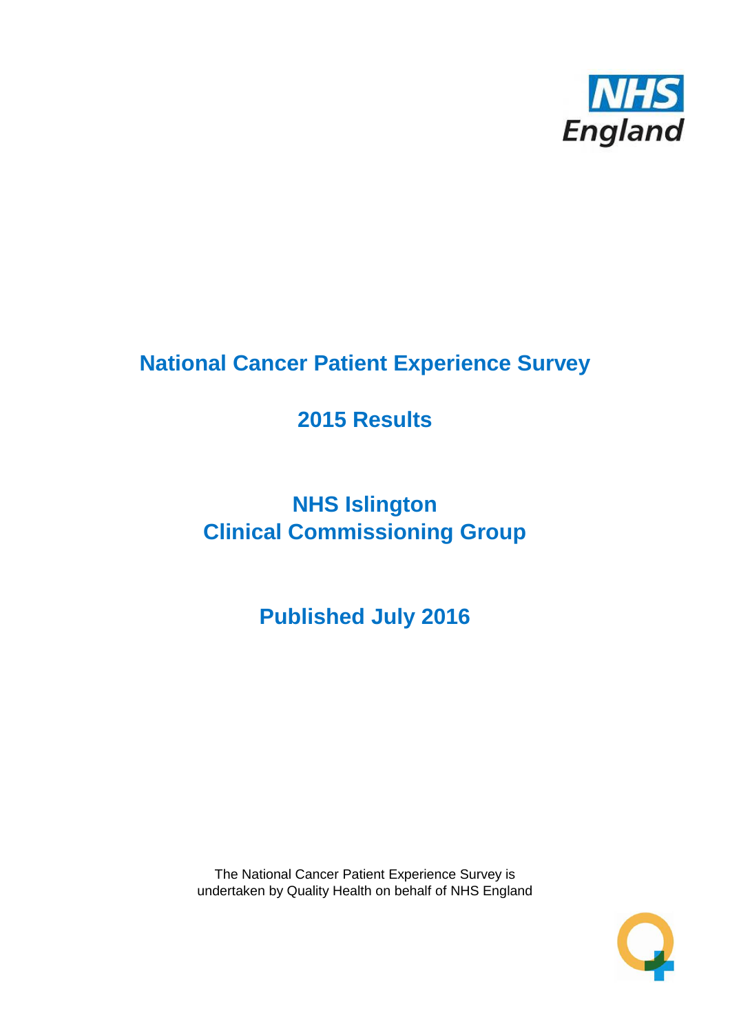# National Cancer Patient Experience Survey

## 2015 Results

## NHS Islington Clinical Commissioning Group

## Published July 2016

The National Cancer Patient Experience Survey is undertaken by Quality Health on behalf of NHS England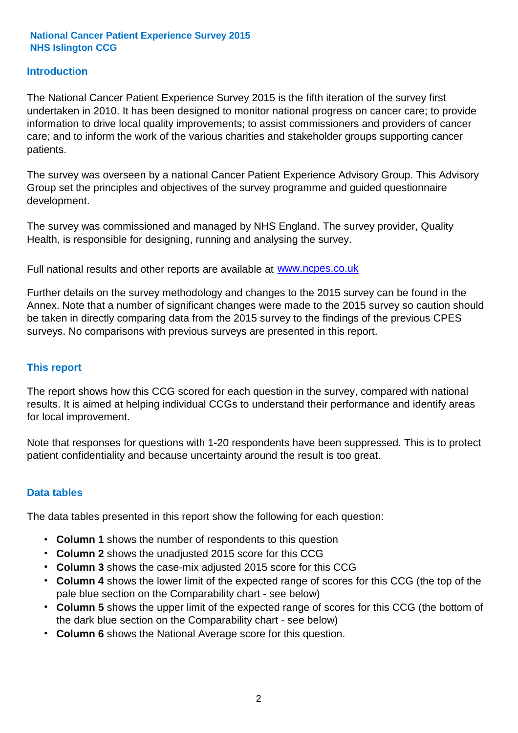**National Cancer Patient Experience Survey 2015**
**NHS Islington CCG**

## Introduction

The National Cancer Patient Experience Survey 2015 is the fifth iteration of the survey first undertaken in 2010. It has been designed to monitor national progress on cancer care; to provide information to drive local quality improvements; to assist commissioners and providers of cancer care; and to inform the work of the various charities and stakeholder groups supporting cancer patients.

The survey was overseen by a national Cancer Patient Experience Advisory Group. This Advisory Group set the principles and objectives of the survey programme and guided questionnaire development.

The survey was commissioned and managed by NHS England. The survey provider, Quality Health, is responsible for designing, running and analysing the survey.

Full national results and other reports are available at www.ncpes.co.uk

Further details on the survey methodology and changes to the 2015 survey can be found in the Annex. Note that a number of significant changes were made to the 2015 survey so caution should be taken in directly comparing data from the 2015 survey to the findings of the previous CPES surveys. No comparisons with previous surveys are presented in this report.

## This report

The report shows how this CCG scored for each question in the survey, compared with national results. It is aimed at helping individual CCGs to understand their performance and identify areas for local improvement.

Note that responses for questions with 1-20 respondents have been suppressed. This is to protect patient confidentiality and because uncertainty around the result is too great.

## Data tables

The data tables presented in this report show the following for each question:

- **Column 1** shows the number of respondents to this question
- **Column 2** shows the unadjusted 2015 score for this CCG
- **Column 3** shows the case-mix adjusted 2015 score for this CCG
- **Column 4** shows the lower limit of the expected range of scores for this CCG (the top of the pale blue section on the Comparability chart - see below)
- **Column 5** shows the upper limit of the expected range of scores for this CCG (the bottom of the dark blue section on the Comparability chart - see below)
- **Column 6** shows the National Average score for this question.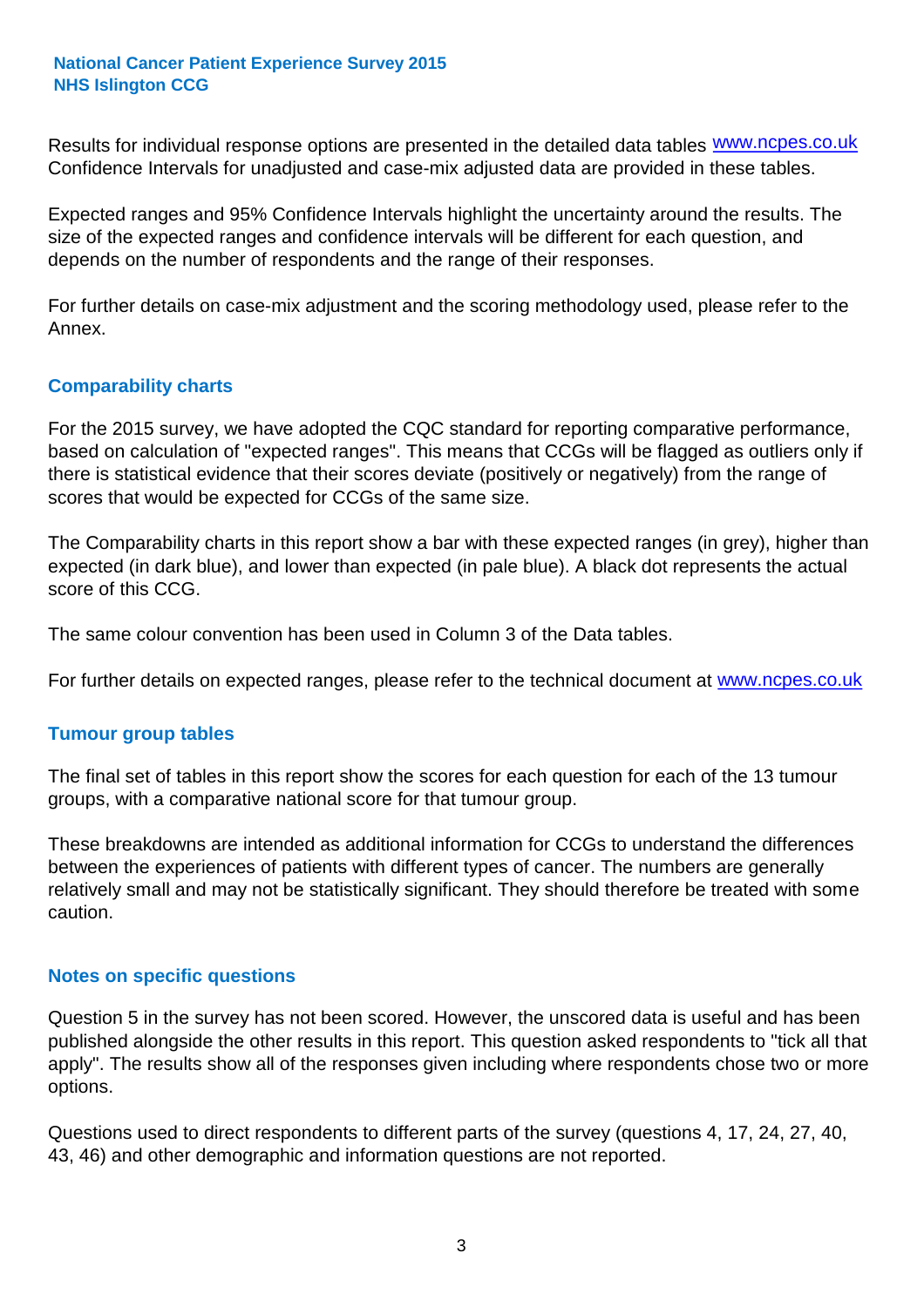Results for individual response options are presented in the detailed data tables www.ncpes.co.uk Confidence Intervals for unadjusted and case-mix adjusted data are provided in these tables.

Expected ranges and 95% Confidence Intervals highlight the uncertainty around the results. The size of the expected ranges and confidence intervals will be different for each question, and depends on the number of respondents and the range of their responses.

For further details on case-mix adjustment and the scoring methodology used, please refer to the Annex.

## Comparability charts

For the 2015 survey, we have adopted the CQC standard for reporting comparative performance, based on calculation of "expected ranges". This means that CCGs will be flagged as outliers only if there is statistical evidence that their scores deviate (positively or negatively) from the range of scores that would be expected for CCGs of the same size.

The Comparability charts in this report show a bar with these expected ranges (in grey), higher than expected (in dark blue), and lower than expected (in pale blue). A black dot represents the actual score of this CCG.

The same colour convention has been used in Column 3 of the Data tables.

For further details on expected ranges, please refer to the technical document at www.ncpes.co.uk

## Tumour group tables

The final set of tables in this report show the scores for each question for each of the 13 tumour groups, with a comparative national score for that tumour group.

These breakdowns are intended as additional information for CCGs to understand the differences between the experiences of patients with different types of cancer. The numbers are generally relatively small and may not be statistically significant. They should therefore be treated with some caution.

## Notes on specific questions

Question 5 in the survey has not been scored. However, the unscored data is useful and has been published alongside the other results in this report. This question asked respondents to "tick all that apply". The results show all of the responses given including where respondents chose two or more options.

Questions used to direct respondents to different parts of the survey (questions 4, 17, 24, 27, 40, 43, 46) and other demographic and information questions are not reported.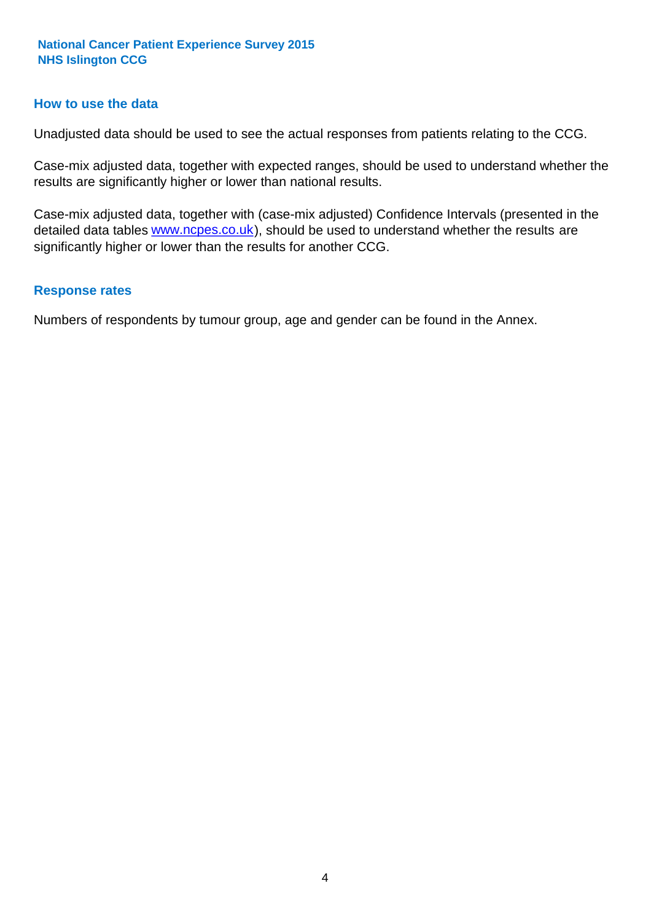## How to use the data

Unadjusted data should be used to see the actual responses from patients relating to the CCG.

Case-mix adjusted data, together with expected ranges, should be used to understand whether the results are significantly higher or lower than national results.

Case-mix adjusted data, together with (case-mix adjusted) Confidence Intervals (presented in the detailed data tables [www.ncpes.co.uk](http://www.ncpes.co.uk)), should be used to understand whether the results are significantly higher or lower than the results for another CCG.

## Response rates

Numbers of respondents by tumour group, age and gender can be found in the Annex.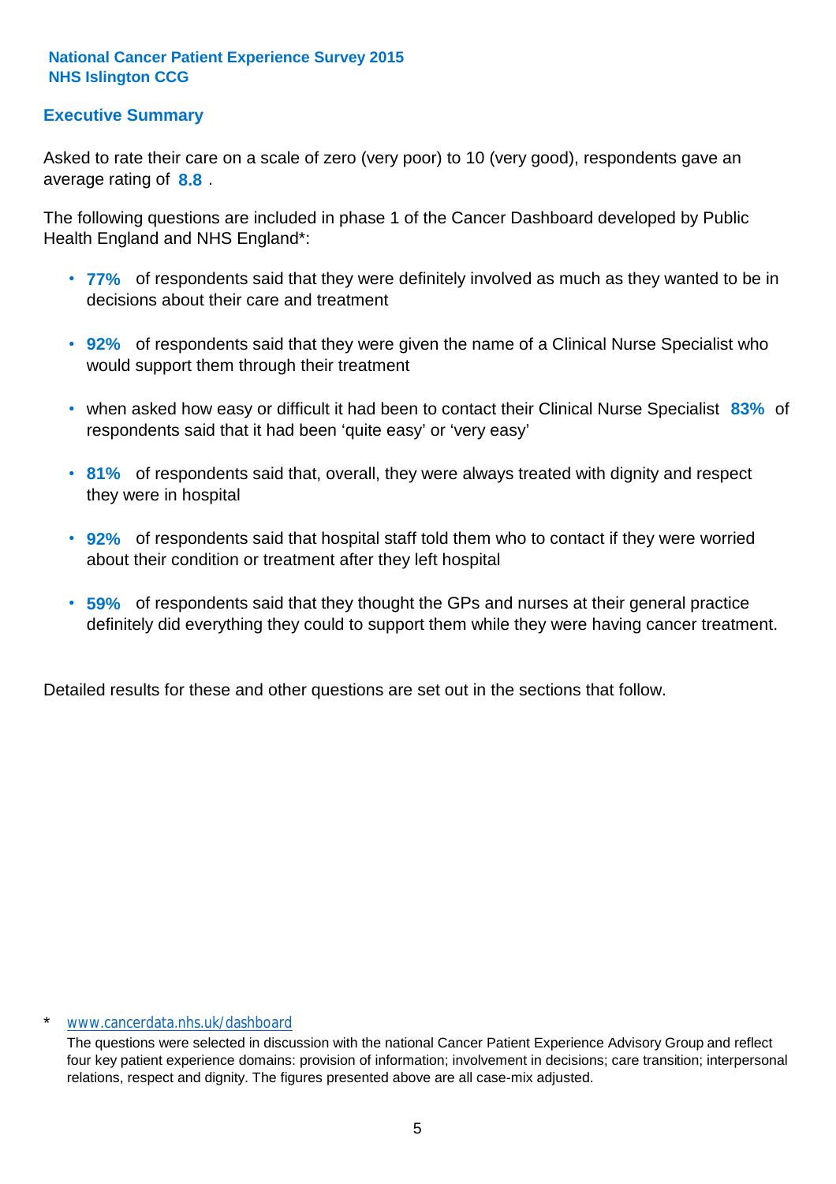**National Cancer Patient Experience Survey 2015**
**NHS Islington CCG**

## Executive Summary

Asked to rate their care on a scale of zero (very poor) to 10 (very good), respondents gave an average rating of **8.8** .

The following questions are included in phase 1 of the Cancer Dashboard developed by Public Health England and NHS England*:

- **77%** of respondents said that they were definitely involved as much as they wanted to be in decisions about their care and treatment
- **92%** of respondents said that they were given the name of a Clinical Nurse Specialist who would support them through their treatment
- when asked how easy or difficult it had been to contact their Clinical Nurse Specialist **83%** of respondents said that it had been 'quite easy' or 'very easy'
- **81%** of respondents said that, overall, they were always treated with dignity and respect they were in hospital
- **92%** of respondents said that hospital staff told them who to contact if they were worried about their condition or treatment after they left hospital
- **59%** of respondents said that they thought the GPs and nurses at their general practice definitely did everything they could to support them while they were having cancer treatment.

Detailed results for these and other questions are set out in the sections that follow.

\* www.cancerdata.nhs.uk/dashboard

The questions were selected in discussion with the national Cancer Patient Experience Advisory Group and reflect four key patient experience domains: provision of information; involvement in decisions; care transition; interpersonal relations, respect and dignity. The figures presented above are all case-mix adjusted.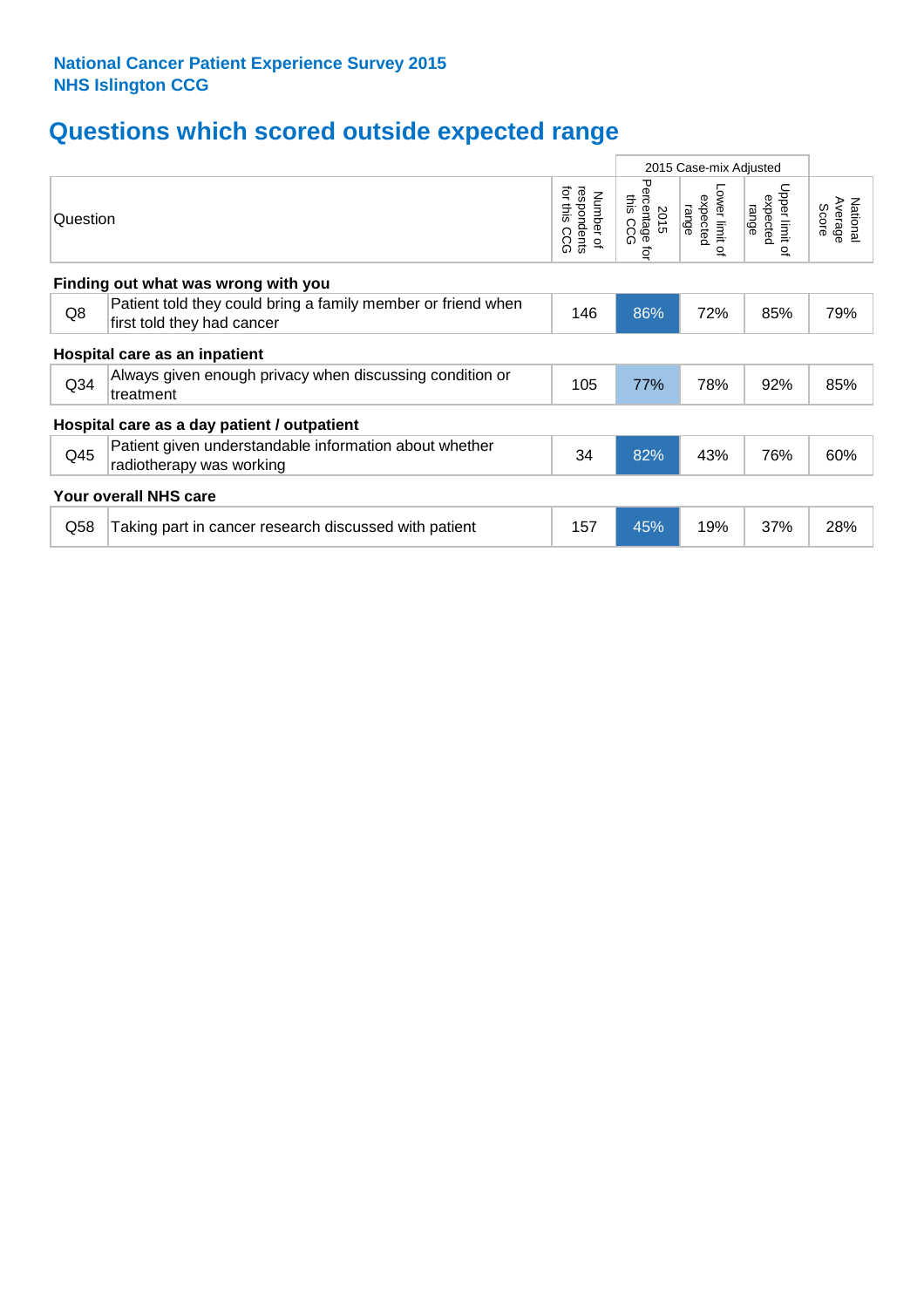**National Cancer Patient Experience Survey 2015**
**NHS Islington CCG**

## Questions which scored outside expected range

| | Question | Number of respondents for this CCG | 2015 Case-mix Adjusted 2015 Percentage for this CCG | Lower limit of expected range | Upper limit of expected range | National Average Score |
|---|---|---|---|---|---|---|
| **Finding out what was wrong with you** | | | | | | |
| Q8 | Patient told they could bring a family member or friend when first told they had cancer | 146 | 86% | 72% | 85% | 79% |
| **Hospital care as an inpatient** | | | | | | |
| Q34 | Always given enough privacy when discussing condition or treatment | 105 | 77% | 78% | 92% | 85% |
| **Hospital care as a day patient / outpatient** | | | | | | |
| Q45 | Patient given understandable information about whether radiotherapy was working | 34 | 82% | 43% | 76% | 60% |
| **Your overall NHS care** | | | | | | |
| Q58 | Taking part in cancer research discussed with patient | 157 | 45% | 19% | 37% | 28% |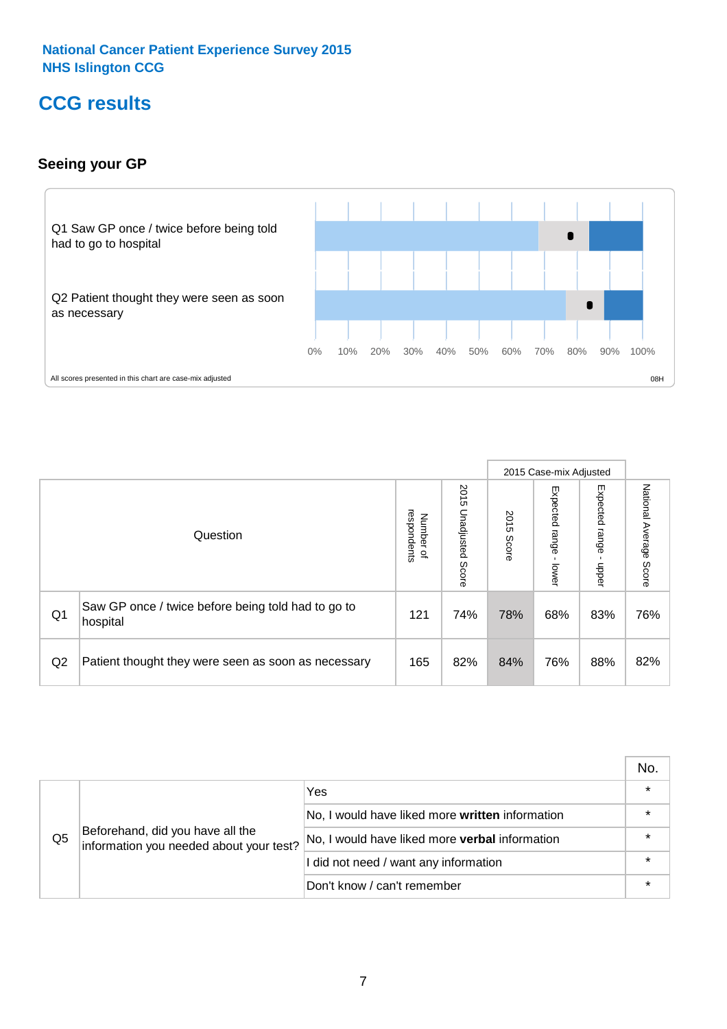National Cancer Patient Experience Survey 2015
NHS Islington CCG

# CCG results

## Seeing your GP

Q1 Saw GP once / twice before being told had to go to hospital

Q2 Patient thought they were seen as soon as necessary

0% 10% 20% 30% 40% 50% 60% 70% 80% 90% 100%

All scores presented in this chart are case-mix adjusted

08H

| | Question | Number of respondents | 2015 Unadjusted Score | 2015 Case-mix Adjusted: 2015 Score | 2015 Case-mix Adjusted: Expected range - lower | 2015 Case-mix Adjusted: Expected range - upper | National Average Score |
|---|---|---|---|---|---|---|---|
| Q1 | Saw GP once / twice before being told had to go to hospital | 121 | 74% | 78% | 68% | 83% | 76% |
| Q2 | Patient thought they were seen as soon as necessary | 165 | 82% | 84% | 76% | 88% | 82% |

| | | | No. |
|---|---|---|---|
| Q5 | Beforehand, did you have all the information you needed about your test? | Yes | * |
| | | No, I would have liked more **written** information | * |
| | | No, I would have liked more **verbal** information | * |
| | | I did not need / want any information | * |
| | | Don't know / can't remember | * |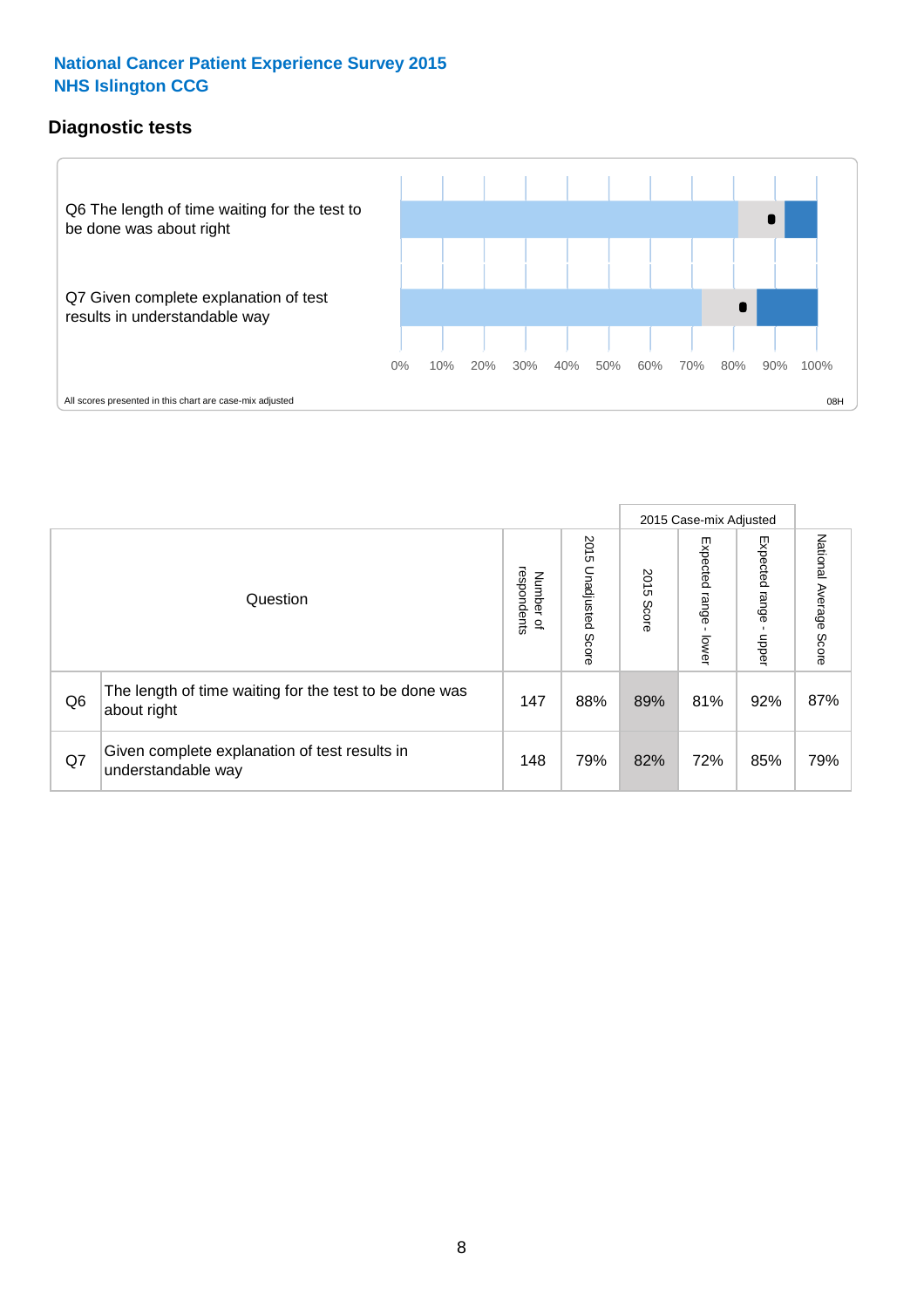National Cancer Patient Experience Survey 2015
NHS Islington CCG

## Diagnostic tests

Q6 The length of time waiting for the test to be done was about right

Q7 Given complete explanation of test results in understandable way

0% 10% 20% 30% 40% 50% 60% 70% 80% 90% 100%

All scores presented in this chart are case-mix adjusted

08H

| | Question | Number of respondents | 2015 Unadjusted Score | 2015 Case-mix Adjusted: 2015 Score | 2015 Case-mix Adjusted: Expected range - lower | 2015 Case-mix Adjusted: Expected range - upper | National Average Score |
|---|---|---|---|---|---|---|---|
| Q6 | The length of time waiting for the test to be done was about right | 147 | 88% | 89% | 81% | 92% | 87% |
| Q7 | Given complete explanation of test results in understandable way | 148 | 79% | 82% | 72% | 85% | 79% |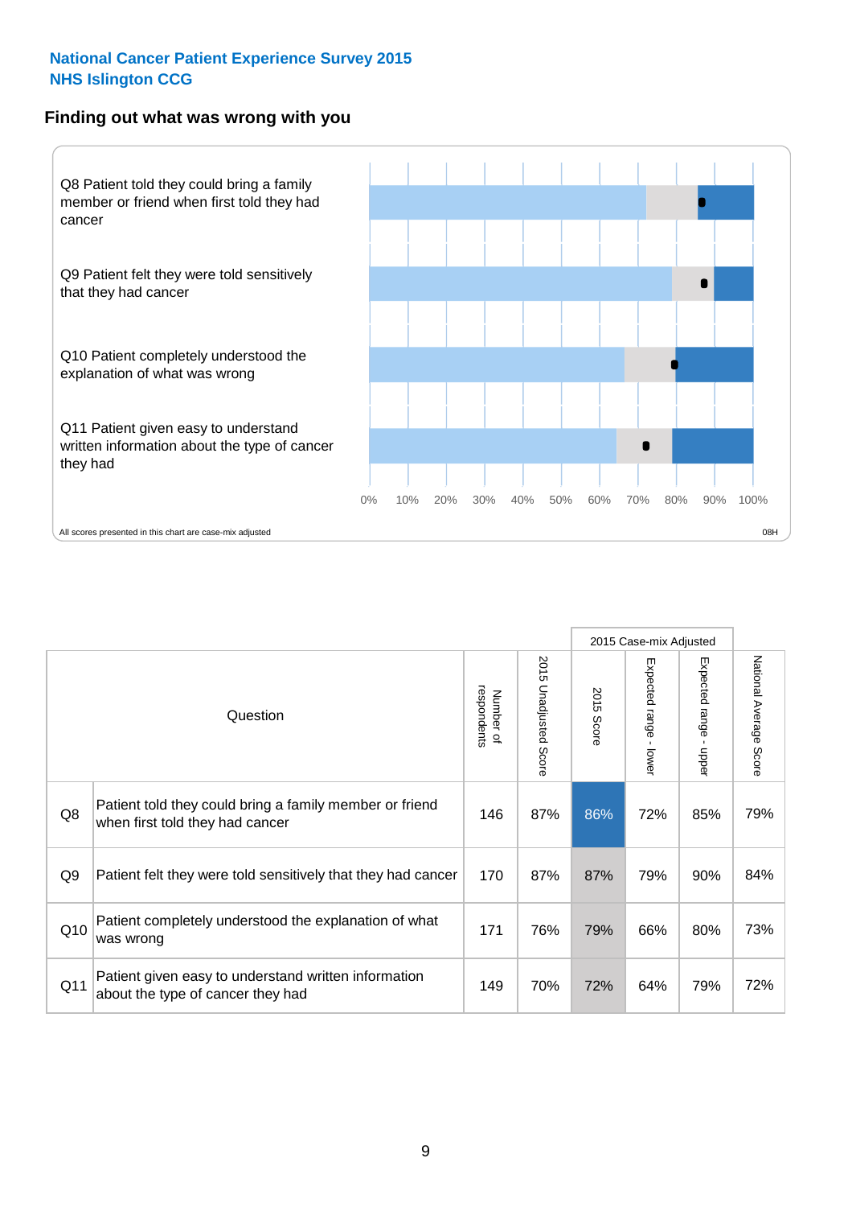**National Cancer Patient Experience Survey 2015**
**NHS Islington CCG**

## Finding out what was wrong with you

Q8 Patient told they could bring a family member or friend when first told they had cancer

Q9 Patient felt they were told sensitively that they had cancer

Q10 Patient completely understood the explanation of what was wrong

Q11 Patient given easy to understand written information about the type of cancer they had

0% 10% 20% 30% 40% 50% 60% 70% 80% 90% 100%

All scores presented in this chart are case-mix adjusted

08H

| | Question | Number of respondents | 2015 Unadjusted Score | 2015 Case-mix Adjusted | | | National Average Score |
|---|---|---|---|---|---|---|---|
| | | | | 2015 Score | Expected range - lower | Expected range - upper | |
| Q8 | Patient told they could bring a family member or friend when first told they had cancer | 146 | 87% | 86% | 72% | 85% | 79% |
| Q9 | Patient felt they were told sensitively that they had cancer | 170 | 87% | 87% | 79% | 90% | 84% |
| Q10 | Patient completely understood the explanation of what was wrong | 171 | 76% | 79% | 66% | 80% | 73% |
| Q11 | Patient given easy to understand written information about the type of cancer they had | 149 | 70% | 72% | 64% | 79% | 72% |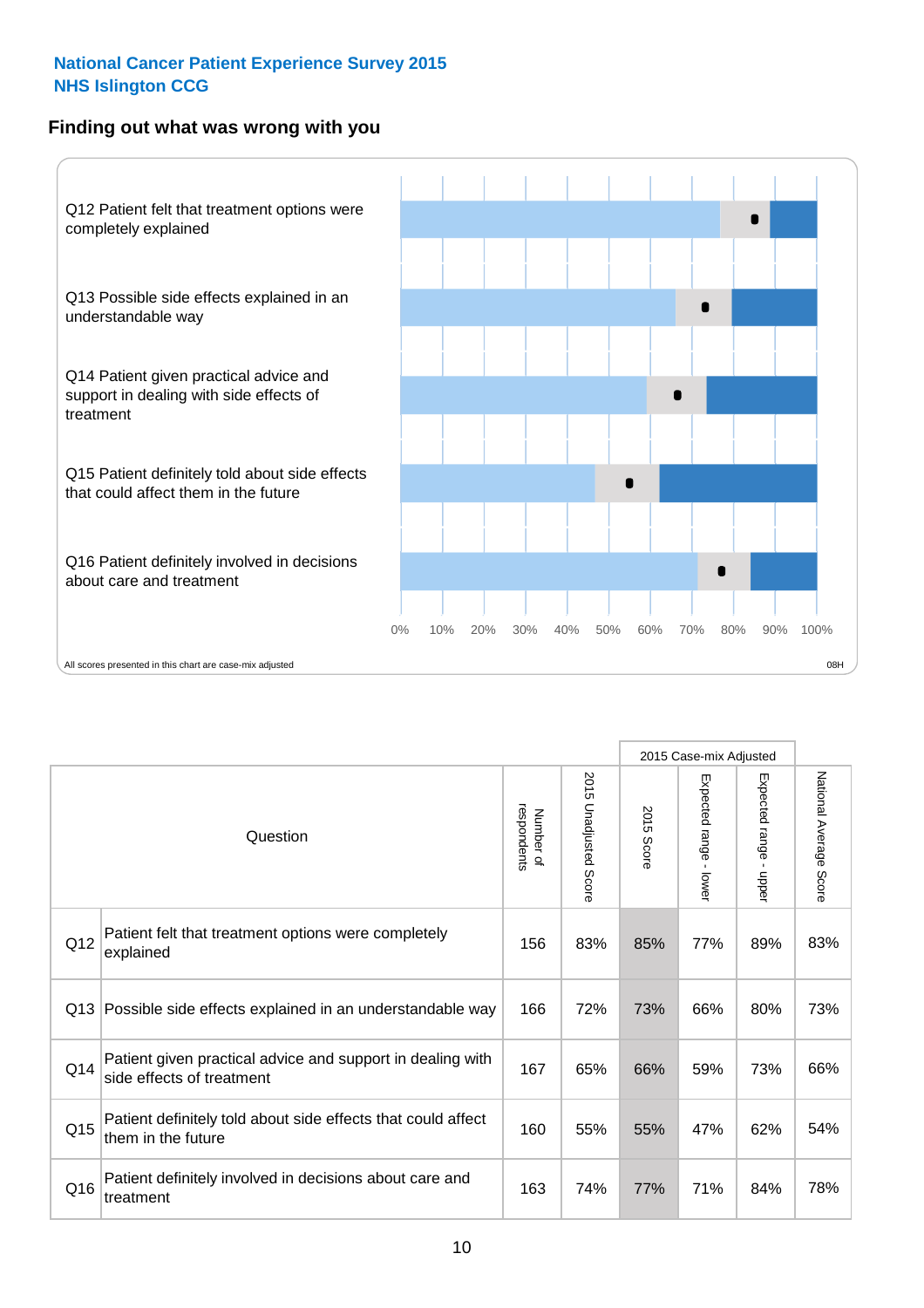**National Cancer Patient Experience Survey 2015**
**NHS Islington CCG**

## Finding out what was wrong with you

Q12 Patient felt that treatment options were completely explained

Q13 Possible side effects explained in an understandable way

Q14 Patient given practical advice and support in dealing with side effects of treatment

Q15 Patient definitely told about side effects that could affect them in the future

Q16 Patient definitely involved in decisions about care and treatment

0% 10% 20% 30% 40% 50% 60% 70% 80% 90% 100%

All scores presented in this chart are case-mix adjusted

08H

| | Question | Number of respondents | 2015 Unadjusted Score | 2015 Case-mix Adjusted: 2015 Score | 2015 Case-mix Adjusted: Expected range - lower | 2015 Case-mix Adjusted: Expected range - upper | National Average Score |
|---|---|---|---|---|---|---|---|
| Q12 | Patient felt that treatment options were completely explained | 156 | 83% | 85% | 77% | 89% | 83% |
| Q13 | Possible side effects explained in an understandable way | 166 | 72% | 73% | 66% | 80% | 73% |
| Q14 | Patient given practical advice and support in dealing with side effects of treatment | 167 | 65% | 66% | 59% | 73% | 66% |
| Q15 | Patient definitely told about side effects that could affect them in the future | 160 | 55% | 55% | 47% | 62% | 54% |
| Q16 | Patient definitely involved in decisions about care and treatment | 163 | 74% | 77% | 71% | 84% | 78% |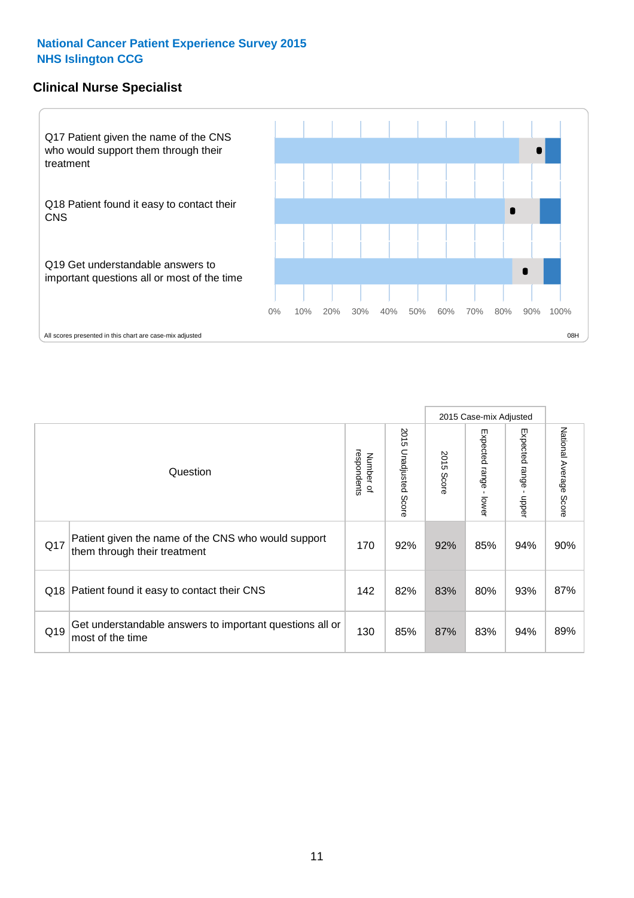# National Cancer Patient Experience Survey 2015
# NHS Islington CCG

## Clinical Nurse Specialist

Q17 Patient given the name of the CNS who would support them through their treatment

Q18 Patient found it easy to contact their CNS

Q19 Get understandable answers to important questions all or most of the time

0% 10% 20% 30% 40% 50% 60% 70% 80% 90% 100%

All scores presented in this chart are case-mix adjusted

08H

| Question | | Number of respondents | 2015 Unadjusted Score | 2015 Case-mix Adjusted | | | National Average Score |
|---|---|---|---|---|---|---|---|
| | | | | 2015 Score | Expected range - lower | Expected range - upper | |
| Q17 | Patient given the name of the CNS who would support them through their treatment | 170 | 92% | 92% | 85% | 94% | 90% |
| Q18 | Patient found it easy to contact their CNS | 142 | 82% | 83% | 80% | 93% | 87% |
| Q19 | Get understandable answers to important questions all or most of the time | 130 | 85% | 87% | 83% | 94% | 89% |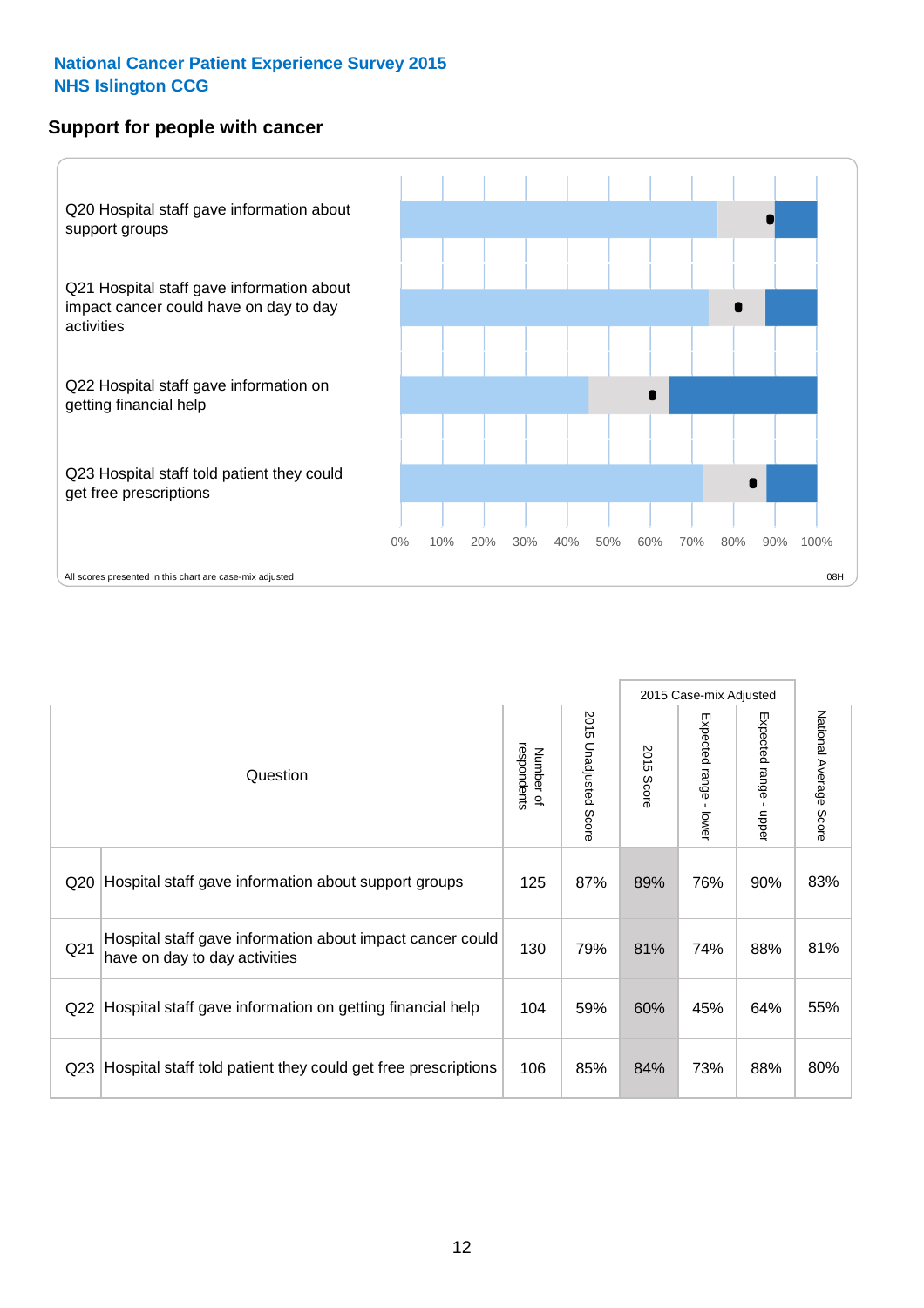**National Cancer Patient Experience Survey 2015**
**NHS Islington CCG**

## Support for people with cancer

Q20 Hospital staff gave information about support groups

Q21 Hospital staff gave information about impact cancer could have on day to day activities

Q22 Hospital staff gave information on getting financial help

Q23 Hospital staff told patient they could get free prescriptions

0% 10% 20% 30% 40% 50% 60% 70% 80% 90% 100%

All scores presented in this chart are case-mix adjusted

08H

| | Question | Number of respondents | 2015 Unadjusted Score | 2015 Case-mix Adjusted: 2015 Score | 2015 Case-mix Adjusted: Expected range - lower | 2015 Case-mix Adjusted: Expected range - upper | National Average Score |
|---|---|---|---|---|---|---|---|
| Q20 | Hospital staff gave information about support groups | 125 | 87% | 89% | 76% | 90% | 83% |
| Q21 | Hospital staff gave information about impact cancer could have on day to day activities | 130 | 79% | 81% | 74% | 88% | 81% |
| Q22 | Hospital staff gave information on getting financial help | 104 | 59% | 60% | 45% | 64% | 55% |
| Q23 | Hospital staff told patient they could get free prescriptions | 106 | 85% | 84% | 73% | 88% | 80% |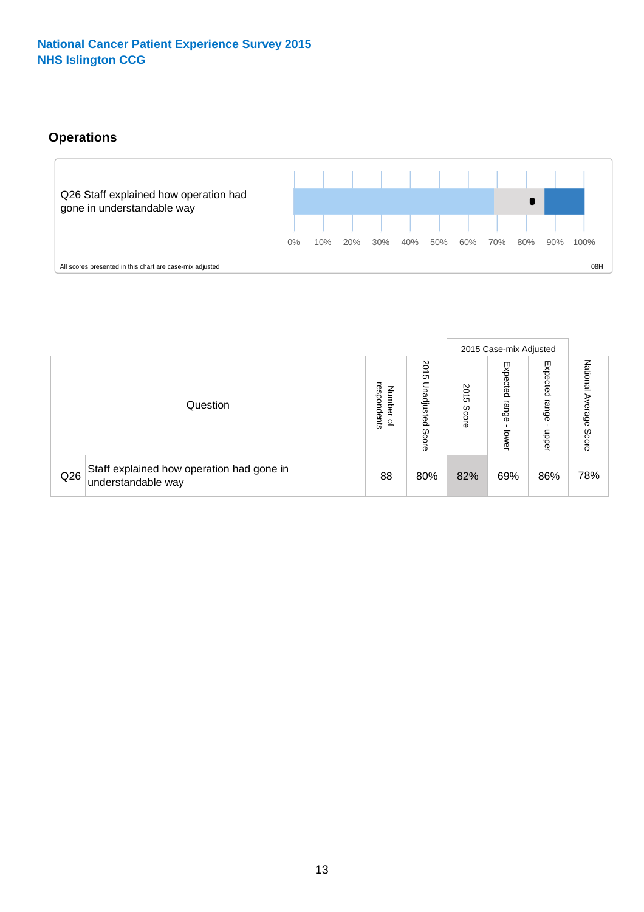**National Cancer Patient Experience Survey 2015**
**NHS Islington CCG**

## Operations

Q26 Staff explained how operation had gone in understandable way

0% 10% 20% 30% 40% 50% 60% 70% 80% 90% 100%

All scores presented in this chart are case-mix adjusted

08H

| Question | | Number of respondents | 2015 Unadjusted Score | 2015 Case-mix Adjusted | | | National Average Score |
|---|---|---|---|---|---|---|---|
| | | | | 2015 Score | Expected range - lower | Expected range - upper | |
| Q26 | Staff explained how operation had gone in understandable way | 88 | 80% | 82% | 69% | 86% | 78% |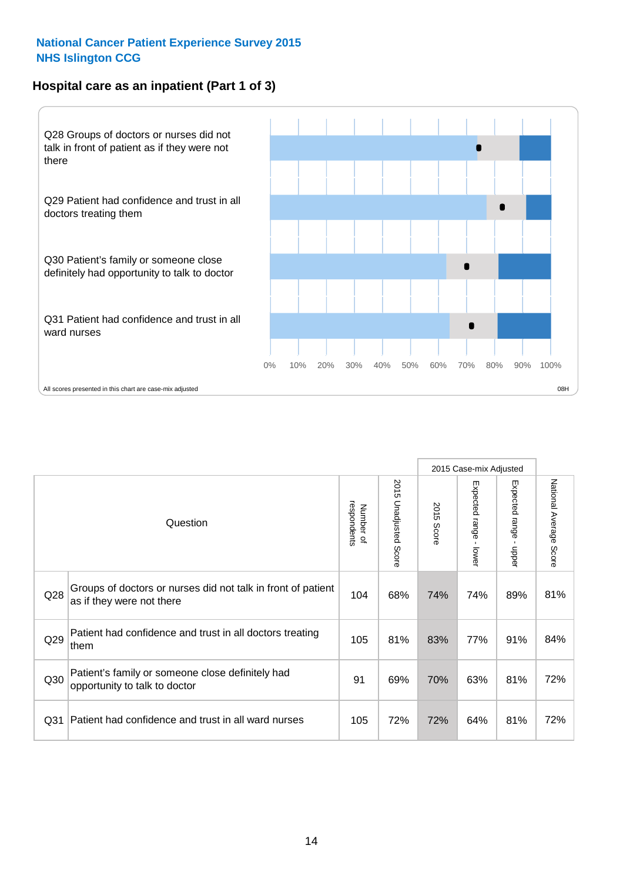**National Cancer Patient Experience Survey 2015**
**NHS Islington CCG**

## Hospital care as an inpatient (Part 1 of 3)

Q28 Groups of doctors or nurses did not talk in front of patient as if they were not there

Q29 Patient had confidence and trust in all doctors treating them

Q30 Patient's family or someone close definitely had opportunity to talk to doctor

Q31 Patient had confidence and trust in all ward nurses

0% 10% 20% 30% 40% 50% 60% 70% 80% 90% 100%

All scores presented in this chart are case-mix adjusted

08H

| | Question | Number of respondents | 2015 Unadjusted Score | 2015 Case-mix Adjusted: 2015 Score | 2015 Case-mix Adjusted: Expected range - lower | 2015 Case-mix Adjusted: Expected range - upper | National Average Score |
|---|---|---|---|---|---|---|---|
| Q28 | Groups of doctors or nurses did not talk in front of patient as if they were not there | 104 | 68% | 74% | 74% | 89% | 81% |
| Q29 | Patient had confidence and trust in all doctors treating them | 105 | 81% | 83% | 77% | 91% | 84% |
| Q30 | Patient's family or someone close definitely had opportunity to talk to doctor | 91 | 69% | 70% | 63% | 81% | 72% |
| Q31 | Patient had confidence and trust in all ward nurses | 105 | 72% | 72% | 64% | 81% | 72% |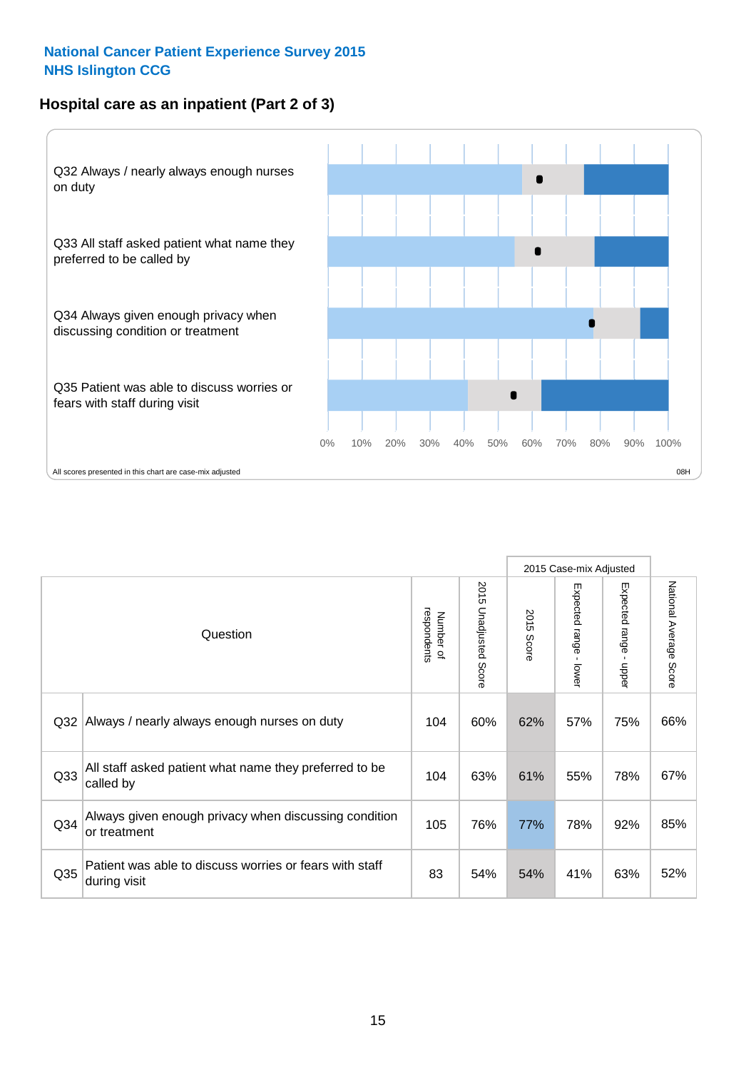**National Cancer Patient Experience Survey 2015**
**NHS Islington CCG**

## Hospital care as an inpatient (Part 2 of 3)

Q32 Always / nearly always enough nurses on duty

Q33 All staff asked patient what name they preferred to be called by

Q34 Always given enough privacy when discussing condition or treatment

Q35 Patient was able to discuss worries or fears with staff during visit

0% 10% 20% 30% 40% 50% 60% 70% 80% 90% 100%

All scores presented in this chart are case-mix adjusted

08H

| Question | | Number of respondents | 2015 Unadjusted Score | 2015 Case-mix Adjusted | | | National Average Score |
|---|---|---|---|---|---|---|---|
| | | | | 2015 Score | Expected range - lower | Expected range - upper | |
| Q32 | Always / nearly always enough nurses on duty | 104 | 60% | 62% | 57% | 75% | 66% |
| Q33 | All staff asked patient what name they preferred to be called by | 104 | 63% | 61% | 55% | 78% | 67% |
| Q34 | Always given enough privacy when discussing condition or treatment | 105 | 76% | 77% | 78% | 92% | 85% |
| Q35 | Patient was able to discuss worries or fears with staff during visit | 83 | 54% | 54% | 41% | 63% | 52% |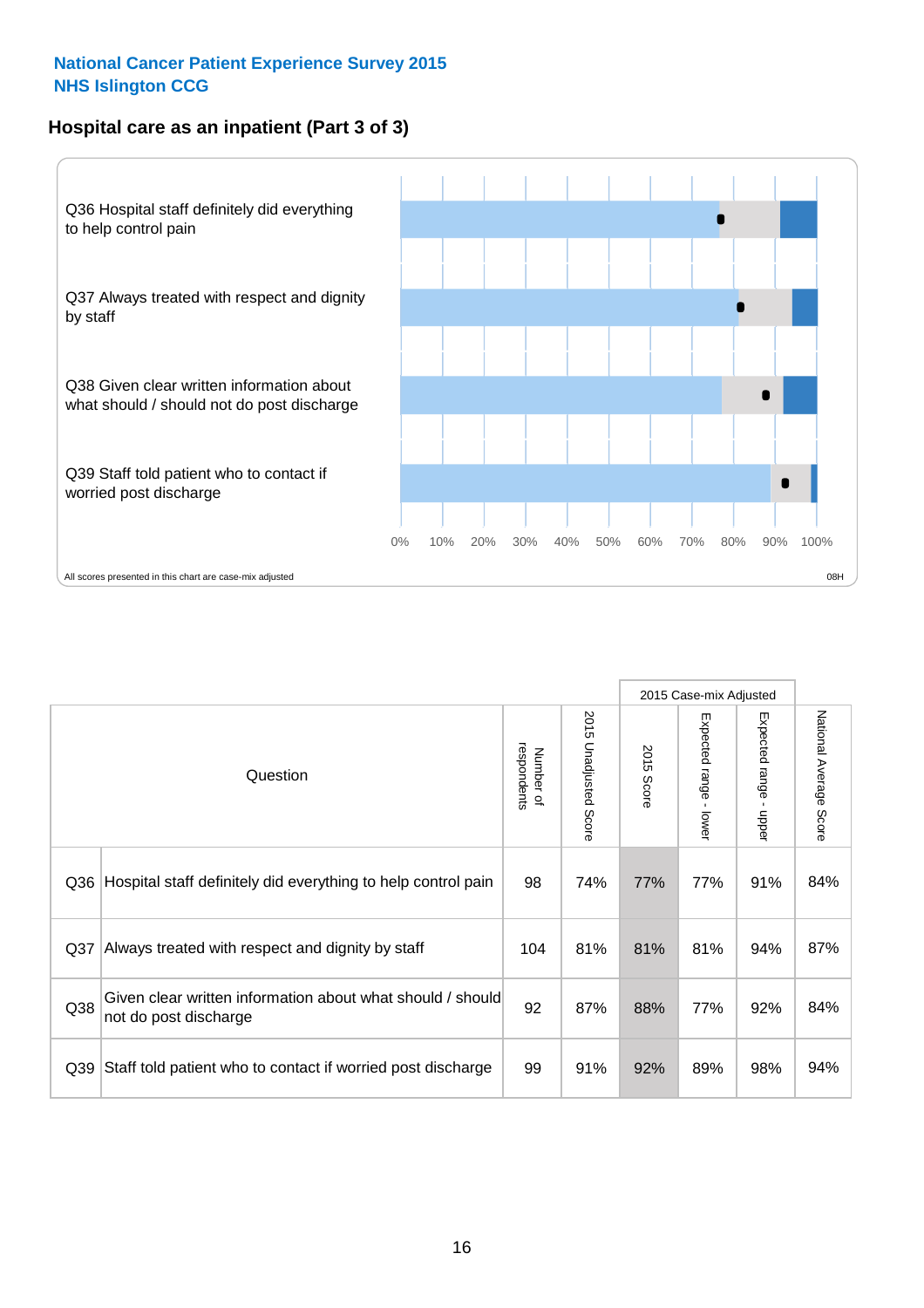**National Cancer Patient Experience Survey 2015**
**NHS Islington CCG**

## Hospital care as an inpatient (Part 3 of 3)

Q36 Hospital staff definitely did everything to help control pain

Q37 Always treated with respect and dignity by staff

Q38 Given clear written information about what should / should not do post discharge

Q39 Staff told patient who to contact if worried post discharge

0% 10% 20% 30% 40% 50% 60% 70% 80% 90% 100%

All scores presented in this chart are case-mix adjusted

08H

| Question | | Number of respondents | 2015 Unadjusted Score | 2015 Case-mix Adjusted: 2015 Score | 2015 Case-mix Adjusted: Expected range - lower | 2015 Case-mix Adjusted: Expected range - upper | National Average Score |
|---|---|---|---|---|---|---|---|
| Q36 | Hospital staff definitely did everything to help control pain | 98 | 74% | 77% | 77% | 91% | 84% |
| Q37 | Always treated with respect and dignity by staff | 104 | 81% | 81% | 81% | 94% | 87% |
| Q38 | Given clear written information about what should / should not do post discharge | 92 | 87% | 88% | 77% | 92% | 84% |
| Q39 | Staff told patient who to contact if worried post discharge | 99 | 91% | 92% | 89% | 98% | 94% |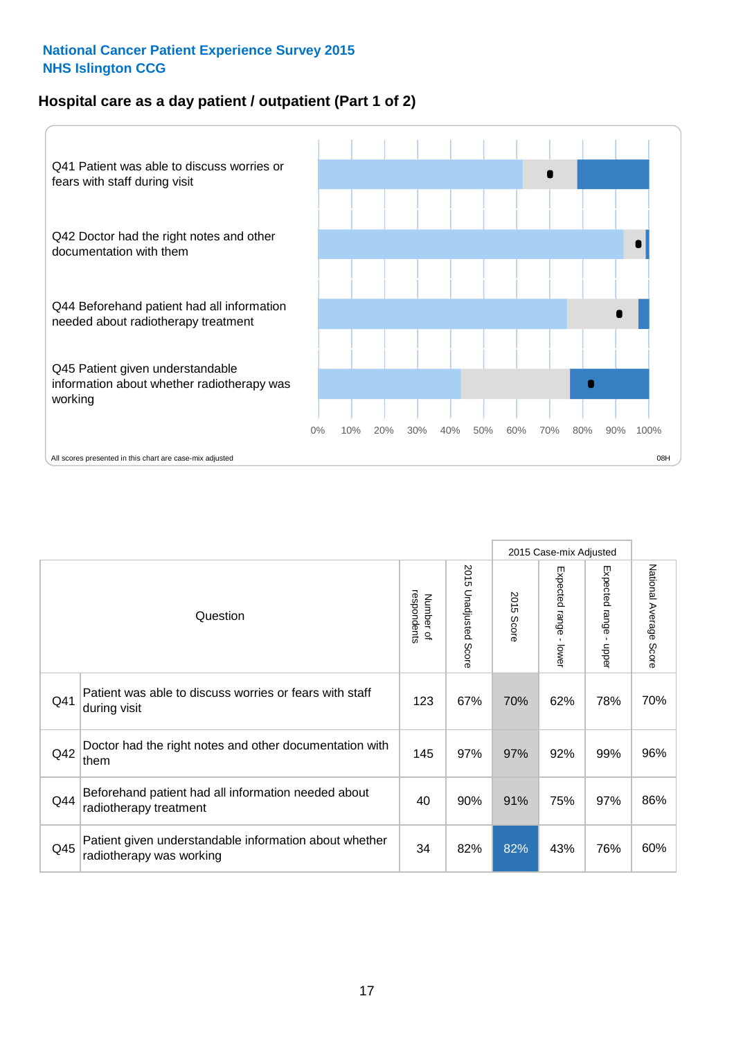**National Cancer Patient Experience Survey 2015**
**NHS Islington CCG**

## Hospital care as a day patient / outpatient (Part 1 of 2)

Q41 Patient was able to discuss worries or fears with staff during visit

Q42 Doctor had the right notes and other documentation with them

Q44 Beforehand patient had all information needed about radiotherapy treatment

Q45 Patient given understandable information about whether radiotherapy was working

0% 10% 20% 30% 40% 50% 60% 70% 80% 90% 100%

All scores presented in this chart are case-mix adjusted

08H

| Question | | Number of respondents | 2015 Unadjusted Score | 2015 Case-mix Adjusted: 2015 Score | 2015 Case-mix Adjusted: Expected range - lower | 2015 Case-mix Adjusted: Expected range - upper | National Average Score |
|---|---|---|---|---|---|---|---|
| Q41 | Patient was able to discuss worries or fears with staff during visit | 123 | 67% | 70% | 62% | 78% | 70% |
| Q42 | Doctor had the right notes and other documentation with them | 145 | 97% | 97% | 92% | 99% | 96% |
| Q44 | Beforehand patient had all information needed about radiotherapy treatment | 40 | 90% | 91% | 75% | 97% | 86% |
| Q45 | Patient given understandable information about whether radiotherapy was working | 34 | 82% | 82% | 43% | 76% | 60% |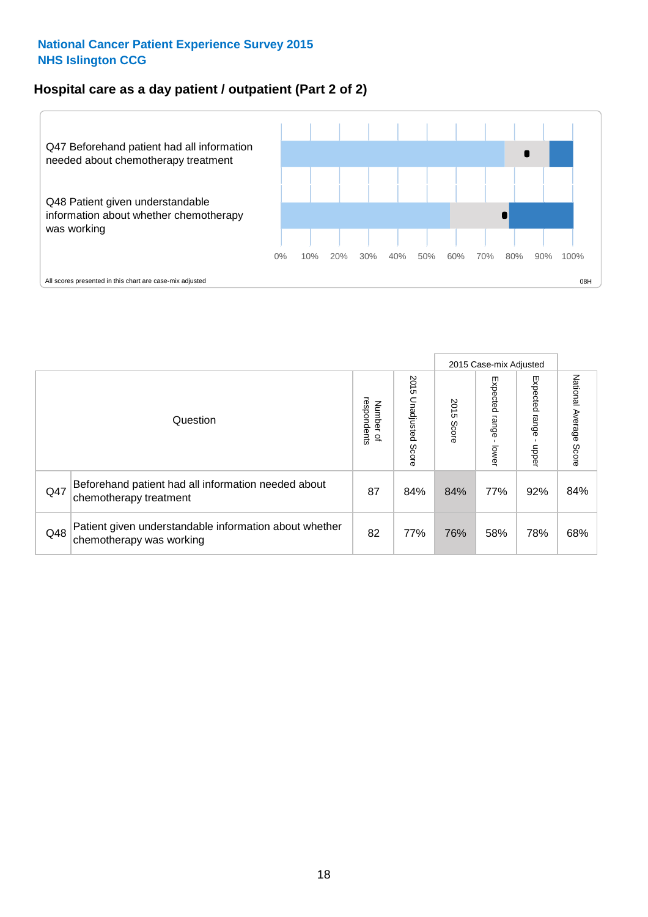National Cancer Patient Experience Survey 2015
NHS Islington CCG

## Hospital care as a day patient / outpatient (Part 2 of 2)

Q47 Beforehand patient had all information needed about chemotherapy treatment

Q48 Patient given understandable information about whether chemotherapy was working

0% 10% 20% 30% 40% 50% 60% 70% 80% 90% 100%

All scores presented in this chart are case-mix adjusted

08H

| Question | | Number of respondents | 2015 Unadjusted Score | 2015 Case-mix Adjusted 2015 Score | Expected range - lower | Expected range - upper | National Average Score |
|---|---|---|---|---|---|---|---|
| Q47 | Beforehand patient had all information needed about chemotherapy treatment | 87 | 84% | 84% | 77% | 92% | 84% |
| Q48 | Patient given understandable information about whether chemotherapy was working | 82 | 77% | 76% | 58% | 78% | 68% |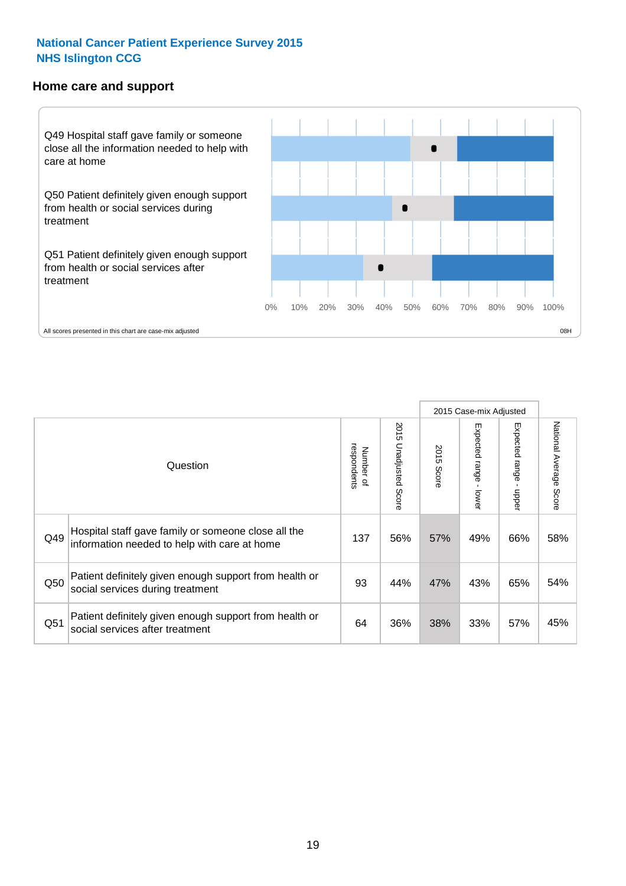**National Cancer Patient Experience Survey 2015**
**NHS Islington CCG**

## Home care and support

Q49 Hospital staff gave family or someone close all the information needed to help with care at home

Q50 Patient definitely given enough support from health or social services during treatment

Q51 Patient definitely given enough support from health or social services after treatment

0% 10% 20% 30% 40% 50% 60% 70% 80% 90% 100%

All scores presented in this chart are case-mix adjusted

08H

| Question | | Number of respondents | 2015 Unadjusted Score | 2015 Case-mix Adjusted: 2015 Score | 2015 Case-mix Adjusted: Expected range - lower | 2015 Case-mix Adjusted: Expected range - upper | National Average Score |
|---|---|---|---|---|---|---|---|
| Q49 | Hospital staff gave family or someone close all the information needed to help with care at home | 137 | 56% | 57% | 49% | 66% | 58% |
| Q50 | Patient definitely given enough support from health or social services during treatment | 93 | 44% | 47% | 43% | 65% | 54% |
| Q51 | Patient definitely given enough support from health or social services after treatment | 64 | 36% | 38% | 33% | 57% | 45% |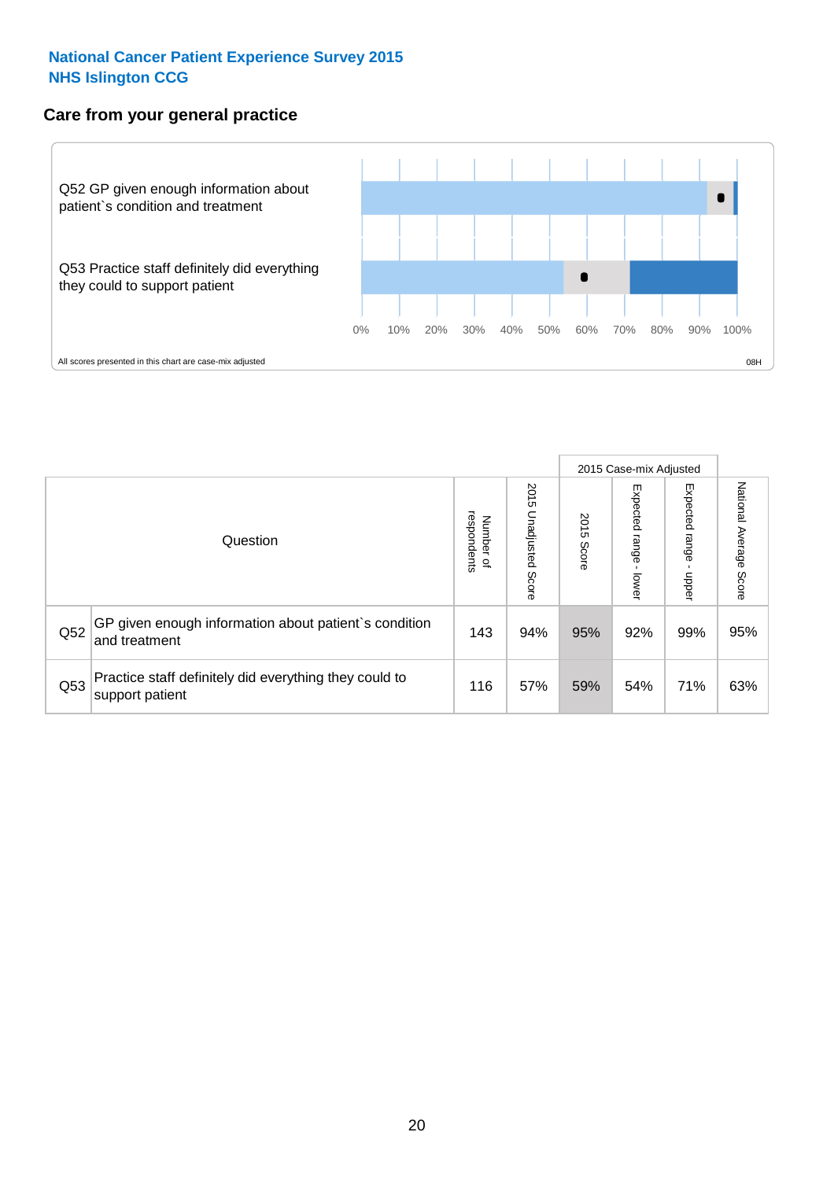**National Cancer Patient Experience Survey 2015**
**NHS Islington CCG**

## Care from your general practice

Q52 GP given enough information about patient`s condition and treatment

Q53 Practice staff definitely did everything they could to support patient

0% 10% 20% 30% 40% 50% 60% 70% 80% 90% 100%

All scores presented in this chart are case-mix adjusted

08H

| Question | | Number of respondents | 2015 Unadjusted Score | 2015 Case-mix Adjusted: 2015 Score | 2015 Case-mix Adjusted: Expected range - lower | 2015 Case-mix Adjusted: Expected range - upper | National Average Score |
|---|---|---|---|---|---|---|---|
| Q52 | GP given enough information about patient`s condition and treatment | 143 | 94% | 95% | 92% | 99% | 95% |
| Q53 | Practice staff definitely did everything they could to support patient | 116 | 57% | 59% | 54% | 71% | 63% |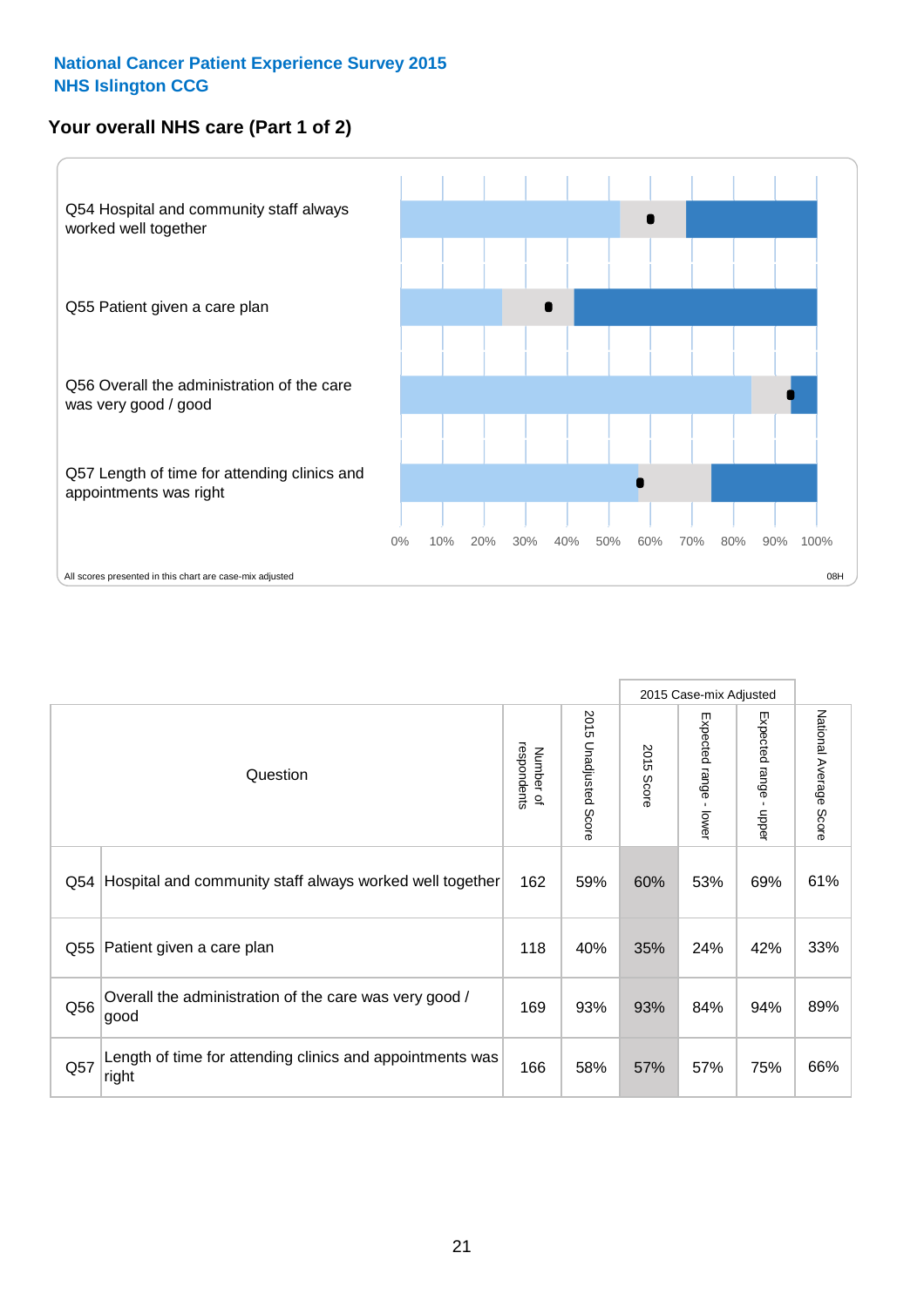**National Cancer Patient Experience Survey 2015**
**NHS Islington CCG**

## Your overall NHS care (Part 1 of 2)

Q54 Hospital and community staff always worked well together

Q55 Patient given a care plan

Q56 Overall the administration of the care was very good / good

Q57 Length of time for attending clinics and appointments was right

0% 10% 20% 30% 40% 50% 60% 70% 80% 90% 100%

All scores presented in this chart are case-mix adjusted

08H

| | Question | Number of respondents | 2015 Unadjusted Score | 2015 Case-mix Adjusted: 2015 Score | 2015 Case-mix Adjusted: Expected range - lower | 2015 Case-mix Adjusted: Expected range - upper | National Average Score |
|---|---|---|---|---|---|---|---|
| Q54 | Hospital and community staff always worked well together | 162 | 59% | 60% | 53% | 69% | 61% |
| Q55 | Patient given a care plan | 118 | 40% | 35% | 24% | 42% | 33% |
| Q56 | Overall the administration of the care was very good / good | 169 | 93% | 93% | 84% | 94% | 89% |
| Q57 | Length of time for attending clinics and appointments was right | 166 | 58% | 57% | 57% | 75% | 66% |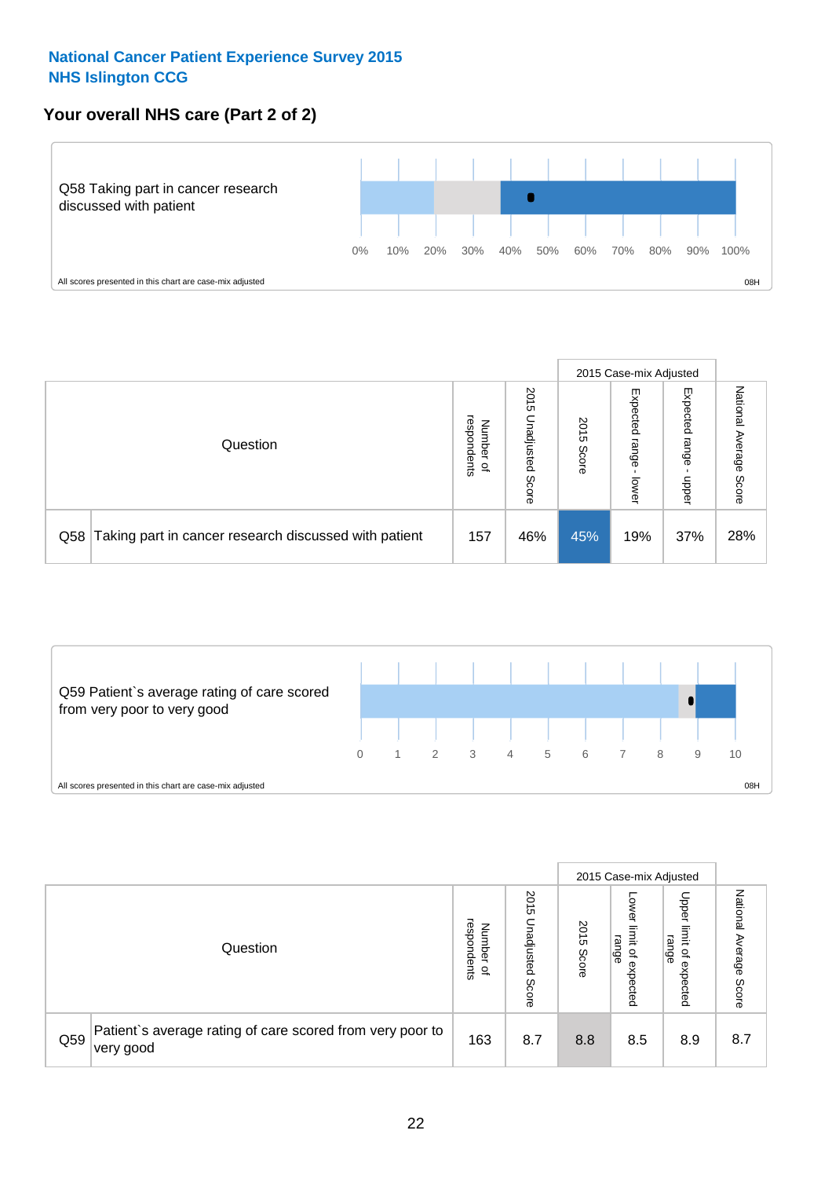## National Cancer Patient Experience Survey 2015
## NHS Islington CCG

### Your overall NHS care (Part 2 of 2)

Q58 Taking part in cancer research discussed with patient

0% 10% 20% 30% 40% 50% 60% 70% 80% 90% 100%

All scores presented in this chart are case-mix adjusted

08H

| Question | | Number of respondents | 2015 Unadjusted Score | 2015 Case-mix Adjusted: 2015 Score | 2015 Case-mix Adjusted: Expected range - lower | 2015 Case-mix Adjusted: Expected range - upper | National Average Score |
|---|---|---|---|---|---|---|---|
| Q58 | Taking part in cancer research discussed with patient | 157 | 46% | 45% | 19% | 37% | 28% |

Q59 Patient`s average rating of care scored from very poor to very good

0 1 2 3 4 5 6 7 8 9 10

All scores presented in this chart are case-mix adjusted

08H

| Question | | Number of respondents | 2015 Unadjusted Score | 2015 Case-mix Adjusted: 2015 Score | 2015 Case-mix Adjusted: Lower limit of expected range | 2015 Case-mix Adjusted: Upper limit of expected range | National Average Score |
|---|---|---|---|---|---|---|---|
| Q59 | Patient`s average rating of care scored from very poor to very good | 163 | 8.7 | 8.8 | 8.5 | 8.9 | 8.7 |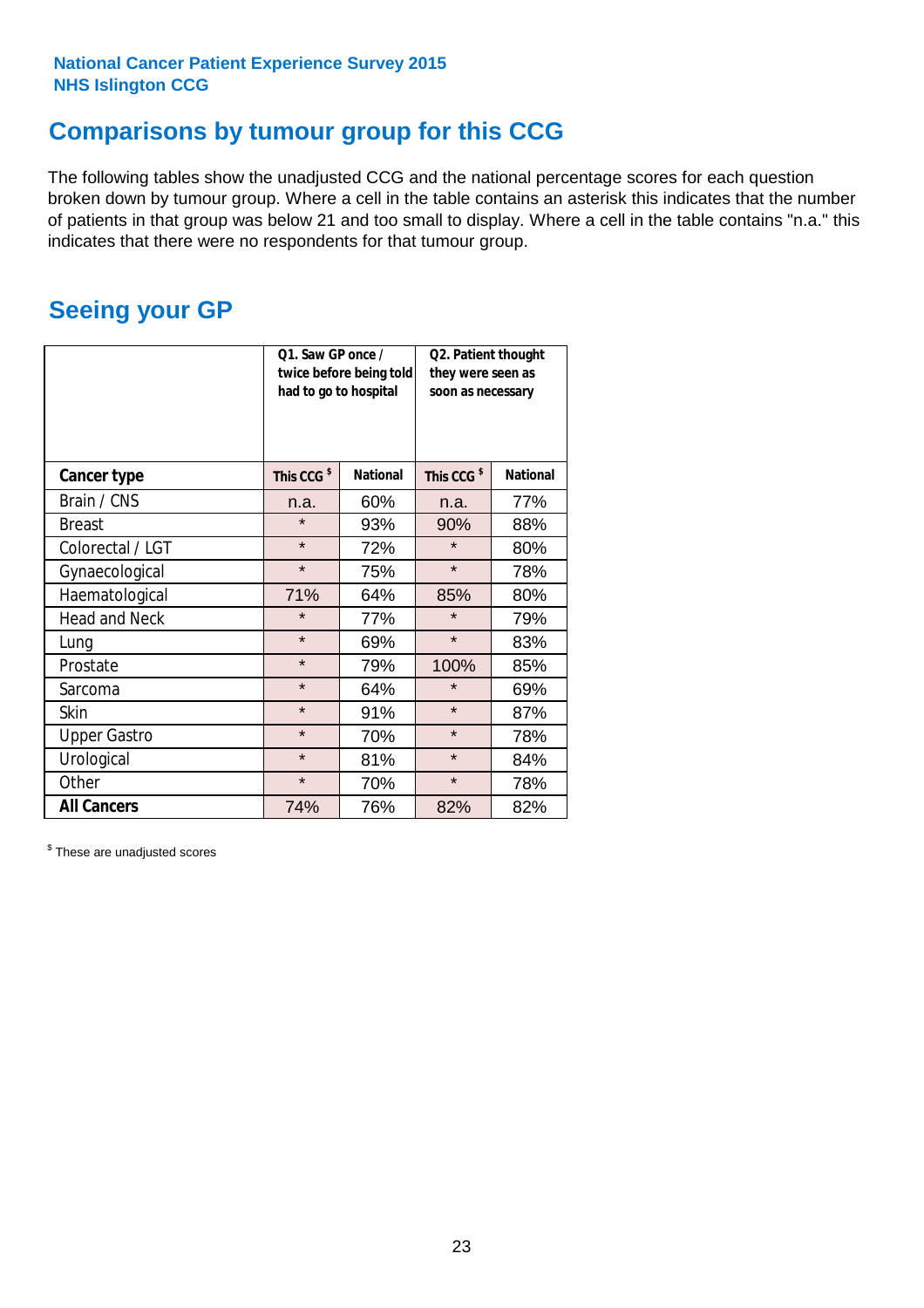National Cancer Patient Experience Survey 2015
NHS Islington CCG

## Comparisons by tumour group for this CCG

The following tables show the unadjusted CCG and the national percentage scores for each question broken down by tumour group. Where a cell in the table contains an asterisk this indicates that the number of patients in that group was below 21 and too small to display. Where a cell in the table contains "n.a." this indicates that there were no respondents for that tumour group.

## Seeing your GP

| | Q1. Saw GP once / twice before being told had to go to hospital | | Q2. Patient thought they were seen as soon as necessary | |
|---|---|---|---|---|
| **Cancer type** | This CCG $ | National | This CCG $ | National |
| Brain / CNS | n.a. | 60% | n.a. | 77% |
| Breast | * | 93% | 90% | 88% |
| Colorectal / LGT | * | 72% | * | 80% |
| Gynaecological | * | 75% | * | 78% |
| Haematological | 71% | 64% | 85% | 80% |
| Head and Neck | * | 77% | * | 79% |
| Lung | * | 69% | * | 83% |
| Prostate | * | 79% | 100% | 85% |
| Sarcoma | * | 64% | * | 69% |
| Skin | * | 91% | * | 87% |
| Upper Gastro | * | 70% | * | 78% |
| Urological | * | 81% | * | 84% |
| Other | * | 70% | * | 78% |
| **All Cancers** | 74% | 76% | 82% | 82% |

$ These are unadjusted scores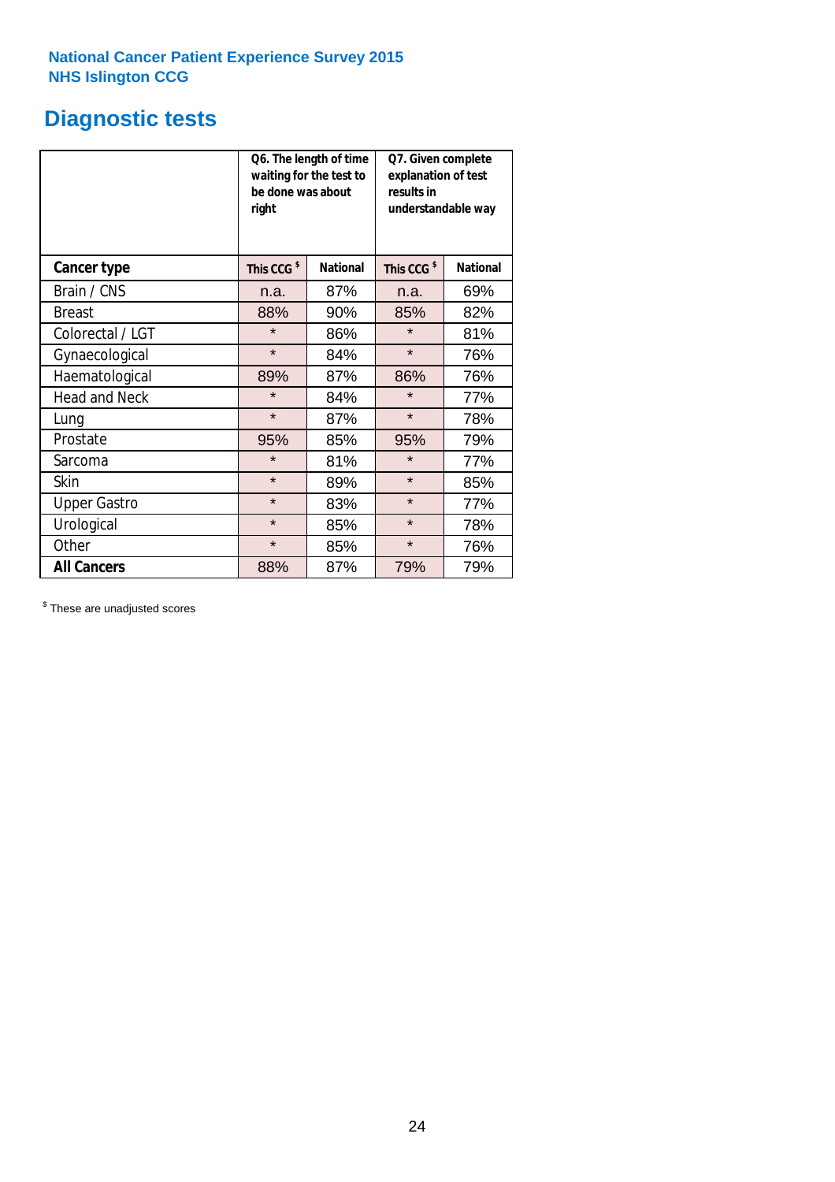National Cancer Patient Experience Survey 2015
NHS Islington CCG

# Diagnostic tests

| | Q6. The length of time waiting for the test to be done was about right | | Q7. Given complete explanation of test results in understandable way | |
|---|---|---|---|---|
| **Cancer type** | **This CCG $** | **National** | **This CCG $** | **National** |
| Brain / CNS | n.a. | 87% | n.a. | 69% |
| Breast | 88% | 90% | 85% | 82% |
| Colorectal / LGT | * | 86% | * | 81% |
| Gynaecological | * | 84% | * | 76% |
| Haematological | 89% | 87% | 86% | 76% |
| Head and Neck | * | 84% | * | 77% |
| Lung | * | 87% | * | 78% |
| Prostate | 95% | 85% | 95% | 79% |
| Sarcoma | * | 81% | * | 77% |
| Skin | * | 89% | * | 85% |
| Upper Gastro | * | 83% | * | 77% |
| Urological | * | 85% | * | 78% |
| Other | * | 85% | * | 76% |
| **All Cancers** | 88% | 87% | 79% | 79% |

$ These are unadjusted scores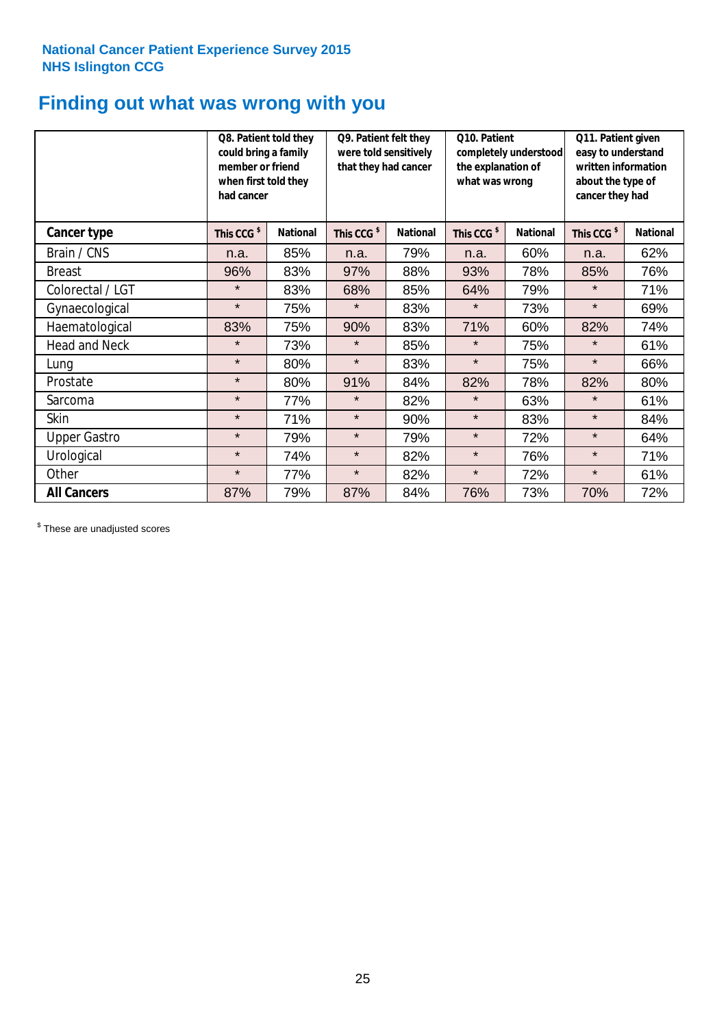**National Cancer Patient Experience Survey 2015**
**NHS Islington CCG**

# Finding out what was wrong with you

| | Q8. Patient told they could bring a family member or friend when first told they had cancer | | Q9. Patient felt they were told sensitively that they had cancer | | Q10. Patient completely understood the explanation of what was wrong | | Q11. Patient given easy to understand written information about the type of cancer they had | |
|---|---|---|---|---|---|---|---|---|
| **Cancer type** | This CCG $ | National | This CCG $ | National | This CCG $ | National | This CCG $ | National |
| Brain / CNS | n.a. | 85% | n.a. | 79% | n.a. | 60% | n.a. | 62% |
| Breast | 96% | 83% | 97% | 88% | 93% | 78% | 85% | 76% |
| Colorectal / LGT | * | 83% | 68% | 85% | 64% | 79% | * | 71% |
| Gynaecological | * | 75% | * | 83% | * | 73% | * | 69% |
| Haematological | 83% | 75% | 90% | 83% | 71% | 60% | 82% | 74% |
| Head and Neck | * | 73% | * | 85% | * | 75% | * | 61% |
| Lung | * | 80% | * | 83% | * | 75% | * | 66% |
| Prostate | * | 80% | 91% | 84% | 82% | 78% | 82% | 80% |
| Sarcoma | * | 77% | * | 82% | * | 63% | * | 61% |
| Skin | * | 71% | * | 90% | * | 83% | * | 84% |
| Upper Gastro | * | 79% | * | 79% | * | 72% | * | 64% |
| Urological | * | 74% | * | 82% | * | 76% | * | 71% |
| Other | * | 77% | * | 82% | * | 72% | * | 61% |
| **All Cancers** | 87% | 79% | 87% | 84% | 76% | 73% | 70% | 72% |

$ These are unadjusted scores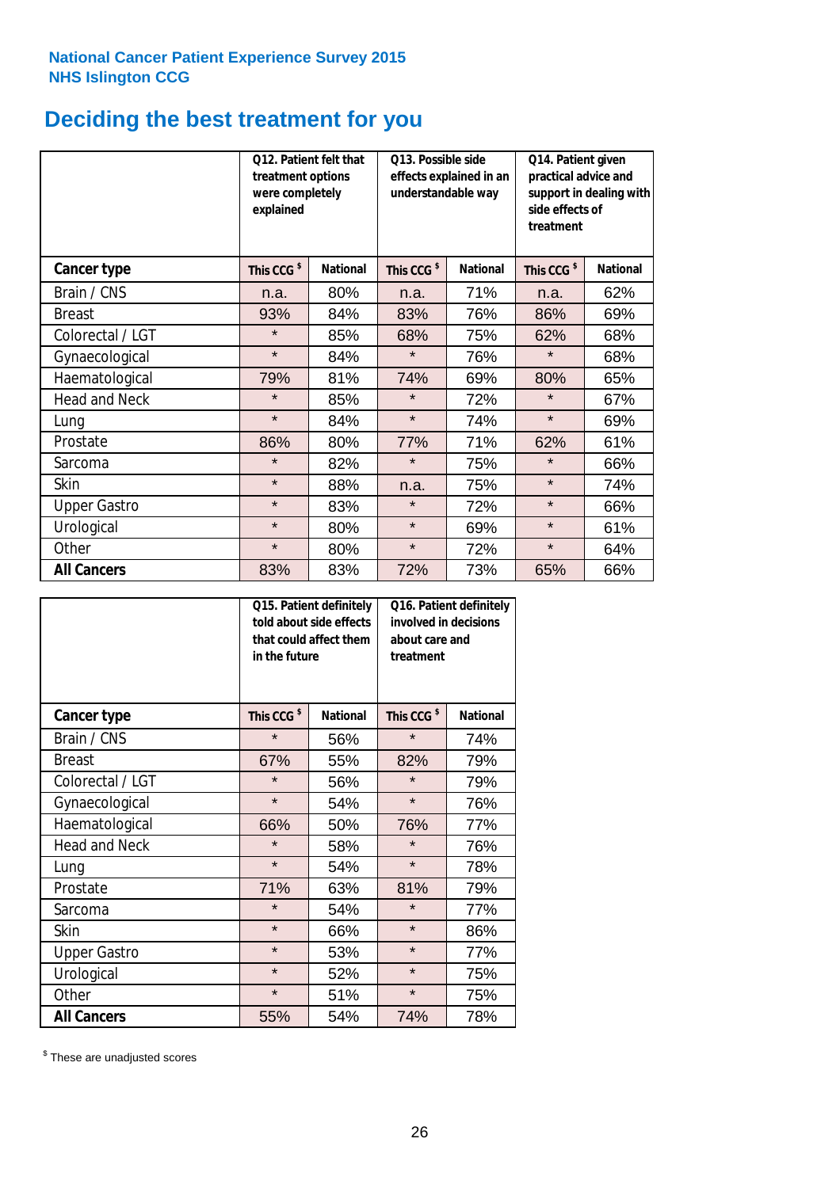National Cancer Patient Experience Survey 2015
NHS Islington CCG

# Deciding the best treatment for you

| | Q12. Patient felt that treatment options were completely explained | | Q13. Possible side effects explained in an understandable way | | Q14. Patient given practical advice and support in dealing with side effects of treatment | |
|---|---|---|---|---|---|---|
| **Cancer type** | **This CCG $** | **National** | **This CCG $** | **National** | **This CCG $** | **National** |
| Brain / CNS | n.a. | 80% | n.a. | 71% | n.a. | 62% |
| Breast | 93% | 84% | 83% | 76% | 86% | 69% |
| Colorectal / LGT | * | 85% | 68% | 75% | 62% | 68% |
| Gynaecological | * | 84% | * | 76% | * | 68% |
| Haematological | 79% | 81% | 74% | 69% | 80% | 65% |
| Head and Neck | * | 85% | * | 72% | * | 67% |
| Lung | * | 84% | * | 74% | * | 69% |
| Prostate | 86% | 80% | 77% | 71% | 62% | 61% |
| Sarcoma | * | 82% | * | 75% | * | 66% |
| Skin | * | 88% | n.a. | 75% | * | 74% |
| Upper Gastro | * | 83% | * | 72% | * | 66% |
| Urological | * | 80% | * | 69% | * | 61% |
| Other | * | 80% | * | 72% | * | 64% |
| **All Cancers** | 83% | 83% | 72% | 73% | 65% | 66% |

| | Q15. Patient definitely told about side effects that could affect them in the future | | Q16. Patient definitely involved in decisions about care and treatment | |
|---|---|---|---|---|
| **Cancer type** | **This CCG $** | **National** | **This CCG $** | **National** |
| Brain / CNS | * | 56% | * | 74% |
| Breast | 67% | 55% | 82% | 79% |
| Colorectal / LGT | * | 56% | * | 79% |
| Gynaecological | * | 54% | * | 76% |
| Haematological | 66% | 50% | 76% | 77% |
| Head and Neck | * | 58% | * | 76% |
| Lung | * | 54% | * | 78% |
| Prostate | 71% | 63% | 81% | 79% |
| Sarcoma | * | 54% | * | 77% |
| Skin | * | 66% | * | 86% |
| Upper Gastro | * | 53% | * | 77% |
| Urological | * | 52% | * | 75% |
| Other | * | 51% | * | 75% |
| **All Cancers** | 55% | 54% | 74% | 78% |

$ These are unadjusted scores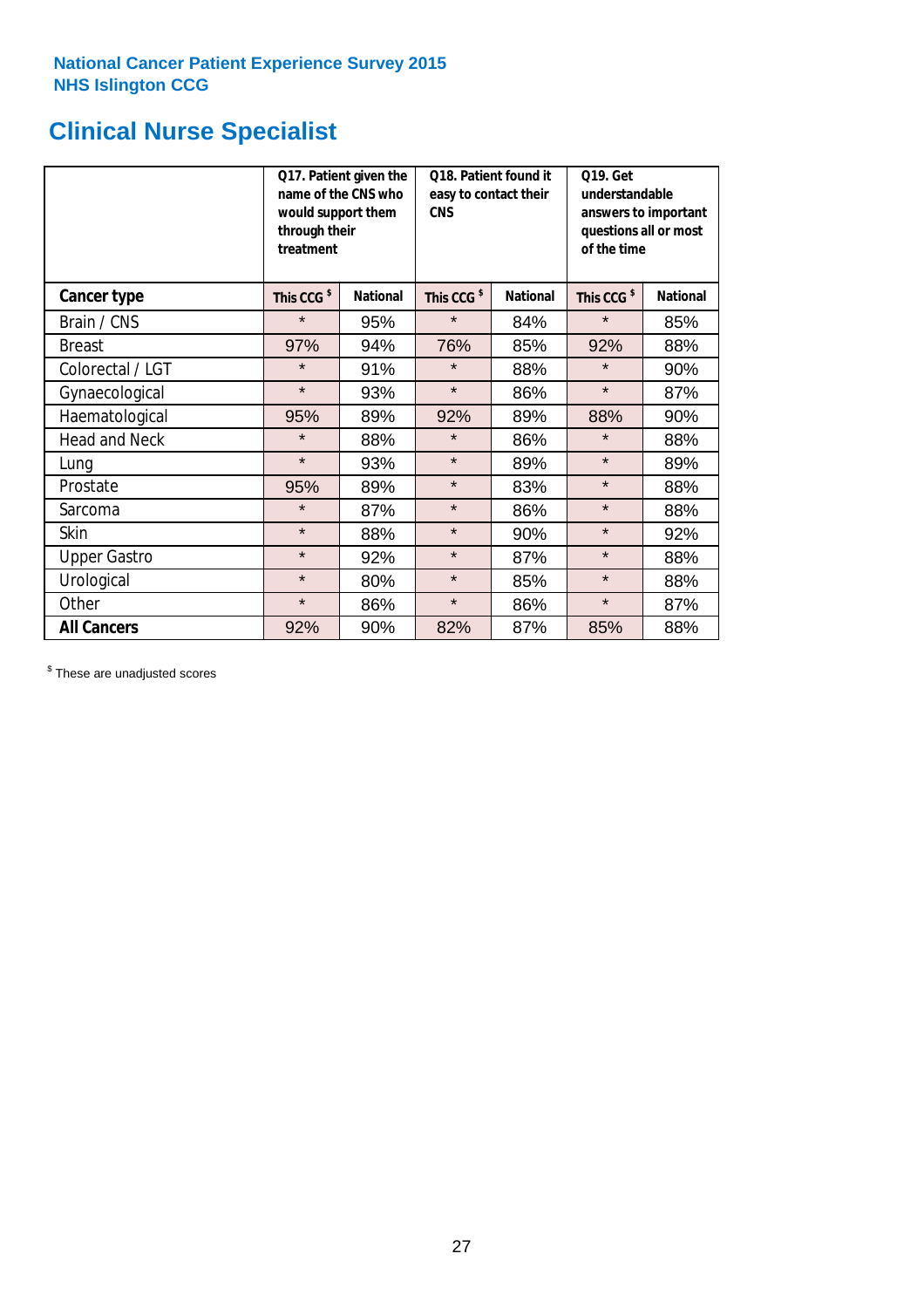National Cancer Patient Experience Survey 2015
NHS Islington CCG

# Clinical Nurse Specialist

| | Q17. Patient given the name of the CNS who would support them through their treatment | | Q18. Patient found it easy to contact their CNS | | Q19. Get understandable answers to important questions all or most of the time | |
|---|---|---|---|---|---|---|
| **Cancer type** | This CCG $ | National | This CCG $ | National | This CCG $ | National |
| Brain / CNS | * | 95% | * | 84% | * | 85% |
| Breast | 97% | 94% | 76% | 85% | 92% | 88% |
| Colorectal / LGT | * | 91% | * | 88% | * | 90% |
| Gynaecological | * | 93% | * | 86% | * | 87% |
| Haematological | 95% | 89% | 92% | 89% | 88% | 90% |
| Head and Neck | * | 88% | * | 86% | * | 88% |
| Lung | * | 93% | * | 89% | * | 89% |
| Prostate | 95% | 89% | * | 83% | * | 88% |
| Sarcoma | * | 87% | * | 86% | * | 88% |
| Skin | * | 88% | * | 90% | * | 92% |
| Upper Gastro | * | 92% | * | 87% | * | 88% |
| Urological | * | 80% | * | 85% | * | 88% |
| Other | * | 86% | * | 86% | * | 87% |
| **All Cancers** | 92% | 90% | 82% | 87% | 85% | 88% |

$ These are unadjusted scores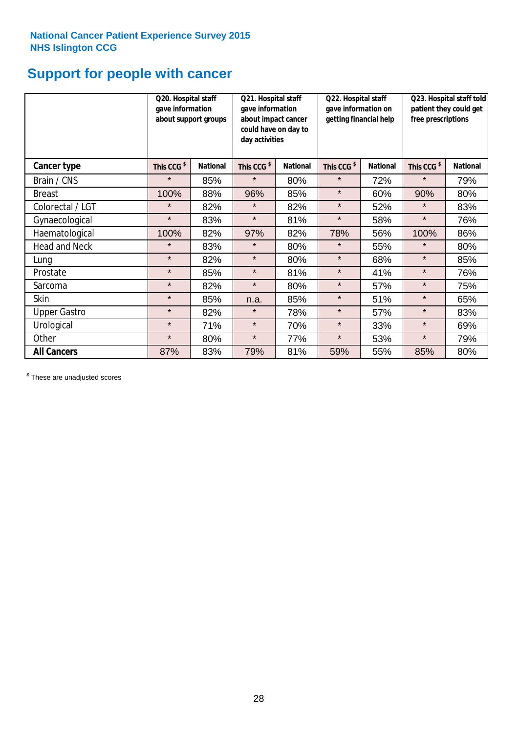**National Cancer Patient Experience Survey 2015**
**NHS Islington CCG**

# Support for people with cancer

| | Q20. Hospital staff gave information about support groups | | Q21. Hospital staff gave information about impact cancer could have on day to day activities | | Q22. Hospital staff gave information on getting financial help | | Q23. Hospital staff told patient they could get free prescriptions | |
|---|---|---|---|---|---|---|---|---|
| **Cancer type** | **This CCG $** | **National** | **This CCG $** | **National** | **This CCG $** | **National** | **This CCG $** | **National** |
| Brain / CNS | * | 85% | * | 80% | * | 72% | * | 79% |
| Breast | 100% | 88% | 96% | 85% | * | 60% | 90% | 80% |
| Colorectal / LGT | * | 82% | * | 82% | * | 52% | * | 83% |
| Gynaecological | * | 83% | * | 81% | * | 58% | * | 76% |
| Haematological | 100% | 82% | 97% | 82% | 78% | 56% | 100% | 86% |
| Head and Neck | * | 83% | * | 80% | * | 55% | * | 80% |
| Lung | * | 82% | * | 80% | * | 68% | * | 85% |
| Prostate | * | 85% | * | 81% | * | 41% | * | 76% |
| Sarcoma | * | 82% | * | 80% | * | 57% | * | 75% |
| Skin | * | 85% | n.a. | 85% | * | 51% | * | 65% |
| Upper Gastro | * | 82% | * | 78% | * | 57% | * | 83% |
| Urological | * | 71% | * | 70% | * | 33% | * | 69% |
| Other | * | 80% | * | 77% | * | 53% | * | 79% |
| **All Cancers** | 87% | 83% | 79% | 81% | 59% | 55% | 85% | 80% |

$ These are unadjusted scores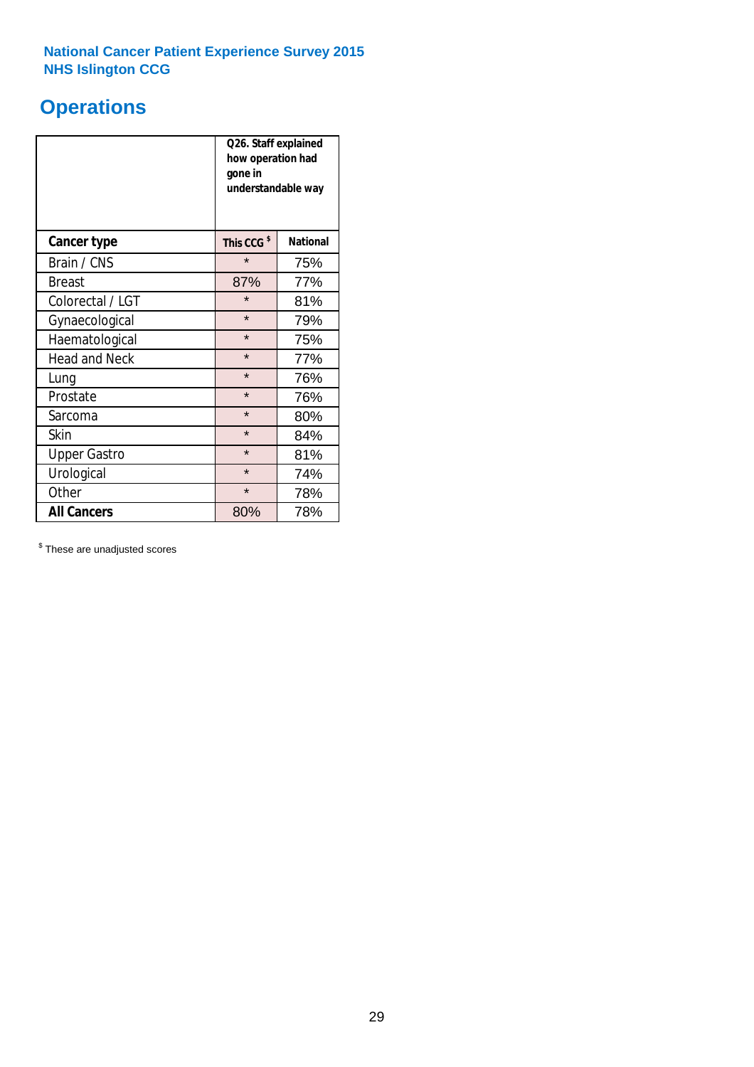National Cancer Patient Experience Survey 2015
NHS Islington CCG

# Operations

| | Q26. Staff explained how operation had gone in understandable way | |
|---|---|---|
| **Cancer type** | **This CCG [$]** | **National** |
| Brain / CNS | * | 75% |
| Breast | 87% | 77% |
| Colorectal / LGT | * | 81% |
| Gynaecological | * | 79% |
| Haematological | * | 75% |
| Head and Neck | * | 77% |
| Lung | * | 76% |
| Prostate | * | 76% |
| Sarcoma | * | 80% |
| Skin | * | 84% |
| Upper Gastro | * | 81% |
| Urological | * | 74% |
| Other | * | 78% |
| **All Cancers** | 80% | 78% |

[$] These are unadjusted scores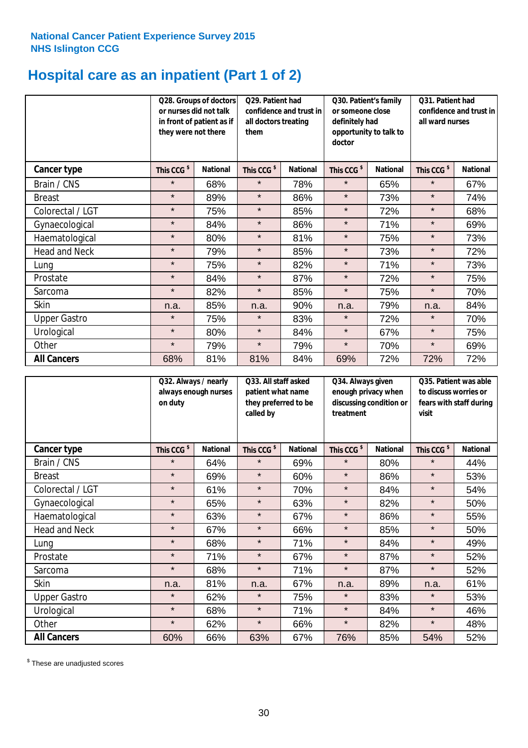National Cancer Patient Experience Survey 2015
NHS Islington CCG

# Hospital care as an inpatient (Part 1 of 2)

| | Q28. Groups of doctors or nurses did not talk in front of patient as if they were not there | | Q29. Patient had confidence and trust in all doctors treating them | | Q30. Patient's family or someone close definitely had opportunity to talk to doctor | | Q31. Patient had confidence and trust in all ward nurses | |
|---|---|---|---|---|---|---|---|---|
| **Cancer type** | This CCG $ | National | This CCG $ | National | This CCG $ | National | This CCG $ | National |
| Brain / CNS | * | 68% | * | 78% | * | 65% | * | 67% |
| Breast | * | 89% | * | 86% | * | 73% | * | 74% |
| Colorectal / LGT | * | 75% | * | 85% | * | 72% | * | 68% |
| Gynaecological | * | 84% | * | 86% | * | 71% | * | 69% |
| Haematological | * | 80% | * | 81% | * | 75% | * | 73% |
| Head and Neck | * | 79% | * | 85% | * | 73% | * | 72% |
| Lung | * | 75% | * | 82% | * | 71% | * | 73% |
| Prostate | * | 84% | * | 87% | * | 72% | * | 75% |
| Sarcoma | * | 82% | * | 85% | * | 75% | * | 70% |
| Skin | n.a. | 85% | n.a. | 90% | n.a. | 79% | n.a. | 84% |
| Upper Gastro | * | 75% | * | 83% | * | 72% | * | 70% |
| Urological | * | 80% | * | 84% | * | 67% | * | 75% |
| Other | * | 79% | * | 79% | * | 70% | * | 69% |
| **All Cancers** | 68% | 81% | 81% | 84% | 69% | 72% | 72% | 72% |

| | Q32. Always / nearly always enough nurses on duty | | Q33. All staff asked patient what name they preferred to be called by | | Q34. Always given enough privacy when discussing condition or treatment | | Q35. Patient was able to discuss worries or fears with staff during visit | |
|---|---|---|---|---|---|---|---|---|
| **Cancer type** | This CCG $ | National | This CCG $ | National | This CCG $ | National | This CCG $ | National |
| Brain / CNS | * | 64% | * | 69% | * | 80% | * | 44% |
| Breast | * | 69% | * | 60% | * | 86% | * | 53% |
| Colorectal / LGT | * | 61% | * | 70% | * | 84% | * | 54% |
| Gynaecological | * | 65% | * | 63% | * | 82% | * | 50% |
| Haematological | * | 63% | * | 67% | * | 86% | * | 55% |
| Head and Neck | * | 67% | * | 66% | * | 85% | * | 50% |
| Lung | * | 68% | * | 71% | * | 84% | * | 49% |
| Prostate | * | 71% | * | 67% | * | 87% | * | 52% |
| Sarcoma | * | 68% | * | 71% | * | 87% | * | 52% |
| Skin | n.a. | 81% | n.a. | 67% | n.a. | 89% | n.a. | 61% |
| Upper Gastro | * | 62% | * | 75% | * | 83% | * | 53% |
| Urological | * | 68% | * | 71% | * | 84% | * | 46% |
| Other | * | 62% | * | 66% | * | 82% | * | 48% |
| **All Cancers** | 60% | 66% | 63% | 67% | 76% | 85% | 54% | 52% |

$ These are unadjusted scores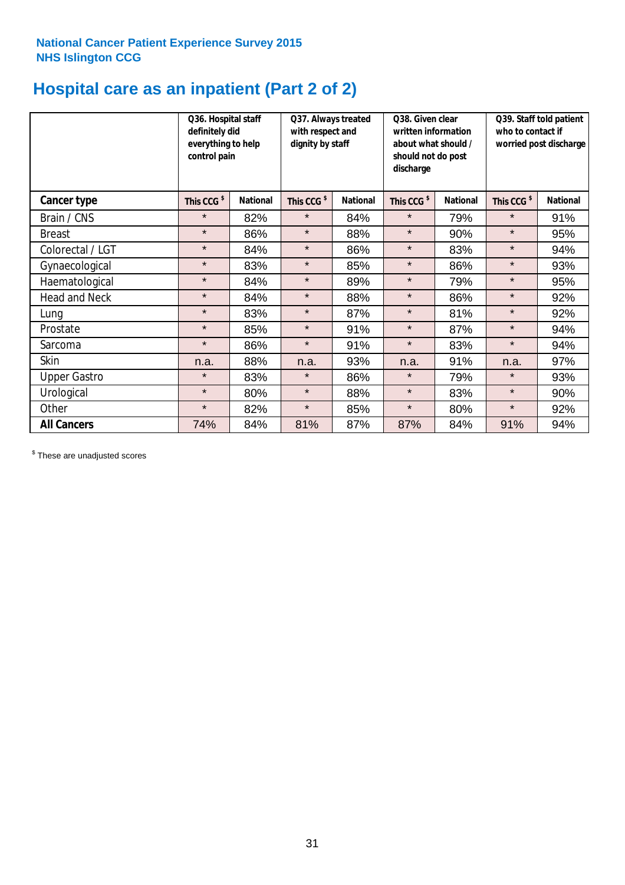**National Cancer Patient Experience Survey 2015**
**NHS Islington CCG**

# Hospital care as an inpatient (Part 2 of 2)

| | Q36. Hospital staff definitely did everything to help control pain | | Q37. Always treated with respect and dignity by staff | | Q38. Given clear written information about what should / should not do post discharge | | Q39. Staff told patient who to contact if worried post discharge | |
|---|---|---|---|---|---|---|---|---|
| **Cancer type** | **This CCG $** | **National** | **This CCG $** | **National** | **This CCG $** | **National** | **This CCG $** | **National** |
| Brain / CNS | * | 82% | * | 84% | * | 79% | * | 91% |
| Breast | * | 86% | * | 88% | * | 90% | * | 95% |
| Colorectal / LGT | * | 84% | * | 86% | * | 83% | * | 94% |
| Gynaecological | * | 83% | * | 85% | * | 86% | * | 93% |
| Haematological | * | 84% | * | 89% | * | 79% | * | 95% |
| Head and Neck | * | 84% | * | 88% | * | 86% | * | 92% |
| Lung | * | 83% | * | 87% | * | 81% | * | 92% |
| Prostate | * | 85% | * | 91% | * | 87% | * | 94% |
| Sarcoma | * | 86% | * | 91% | * | 83% | * | 94% |
| Skin | n.a. | 88% | n.a. | 93% | n.a. | 91% | n.a. | 97% |
| Upper Gastro | * | 83% | * | 86% | * | 79% | * | 93% |
| Urological | * | 80% | * | 88% | * | 83% | * | 90% |
| Other | * | 82% | * | 85% | * | 80% | * | 92% |
| **All Cancers** | 74% | 84% | 81% | 87% | 87% | 84% | 91% | 94% |

$ These are unadjusted scores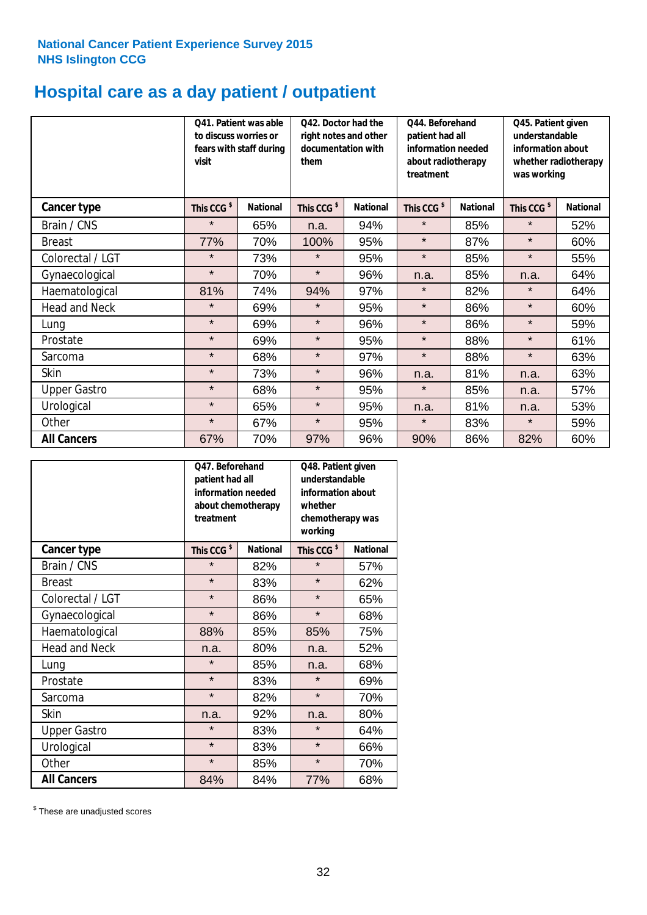National Cancer Patient Experience Survey 2015
NHS Islington CCG

# Hospital care as a day patient / outpatient

| | Q41. Patient was able to discuss worries or fears with staff during visit | | Q42. Doctor had the right notes and other documentation with them | | Q44. Beforehand patient had all information needed about radiotherapy treatment | | Q45. Patient given understandable information about whether radiotherapy was working | |
|---|---|---|---|---|---|---|---|---|
| **Cancer type** | **This CCG $** | **National** | **This CCG $** | **National** | **This CCG $** | **National** | **This CCG $** | **National** |
| Brain / CNS | * | 65% | n.a. | 94% | * | 85% | * | 52% |
| Breast | 77% | 70% | 100% | 95% | * | 87% | * | 60% |
| Colorectal / LGT | * | 73% | * | 95% | * | 85% | * | 55% |
| Gynaecological | * | 70% | * | 96% | n.a. | 85% | n.a. | 64% |
| Haematological | 81% | 74% | 94% | 97% | * | 82% | * | 64% |
| Head and Neck | * | 69% | * | 95% | * | 86% | * | 60% |
| Lung | * | 69% | * | 96% | * | 86% | * | 59% |
| Prostate | * | 69% | * | 95% | * | 88% | * | 61% |
| Sarcoma | * | 68% | * | 97% | * | 88% | * | 63% |
| Skin | * | 73% | * | 96% | n.a. | 81% | n.a. | 63% |
| Upper Gastro | * | 68% | * | 95% | * | 85% | n.a. | 57% |
| Urological | * | 65% | * | 95% | n.a. | 81% | n.a. | 53% |
| Other | * | 67% | * | 95% | * | 83% | * | 59% |
| **All Cancers** | 67% | 70% | 97% | 96% | 90% | 86% | 82% | 60% |

| | Q47. Beforehand patient had all information needed about chemotherapy treatment | | Q48. Patient given understandable information about whether chemotherapy was working | |
|---|---|---|---|---|
| **Cancer type** | **This CCG $** | **National** | **This CCG $** | **National** |
| Brain / CNS | * | 82% | * | 57% |
| Breast | * | 83% | * | 62% |
| Colorectal / LGT | * | 86% | * | 65% |
| Gynaecological | * | 86% | * | 68% |
| Haematological | 88% | 85% | 85% | 75% |
| Head and Neck | n.a. | 80% | n.a. | 52% |
| Lung | * | 85% | n.a. | 68% |
| Prostate | * | 83% | * | 69% |
| Sarcoma | * | 82% | * | 70% |
| Skin | n.a. | 92% | n.a. | 80% |
| Upper Gastro | * | 83% | * | 64% |
| Urological | * | 83% | * | 66% |
| Other | * | 85% | * | 70% |
| **All Cancers** | 84% | 84% | 77% | 68% |

$ These are unadjusted scores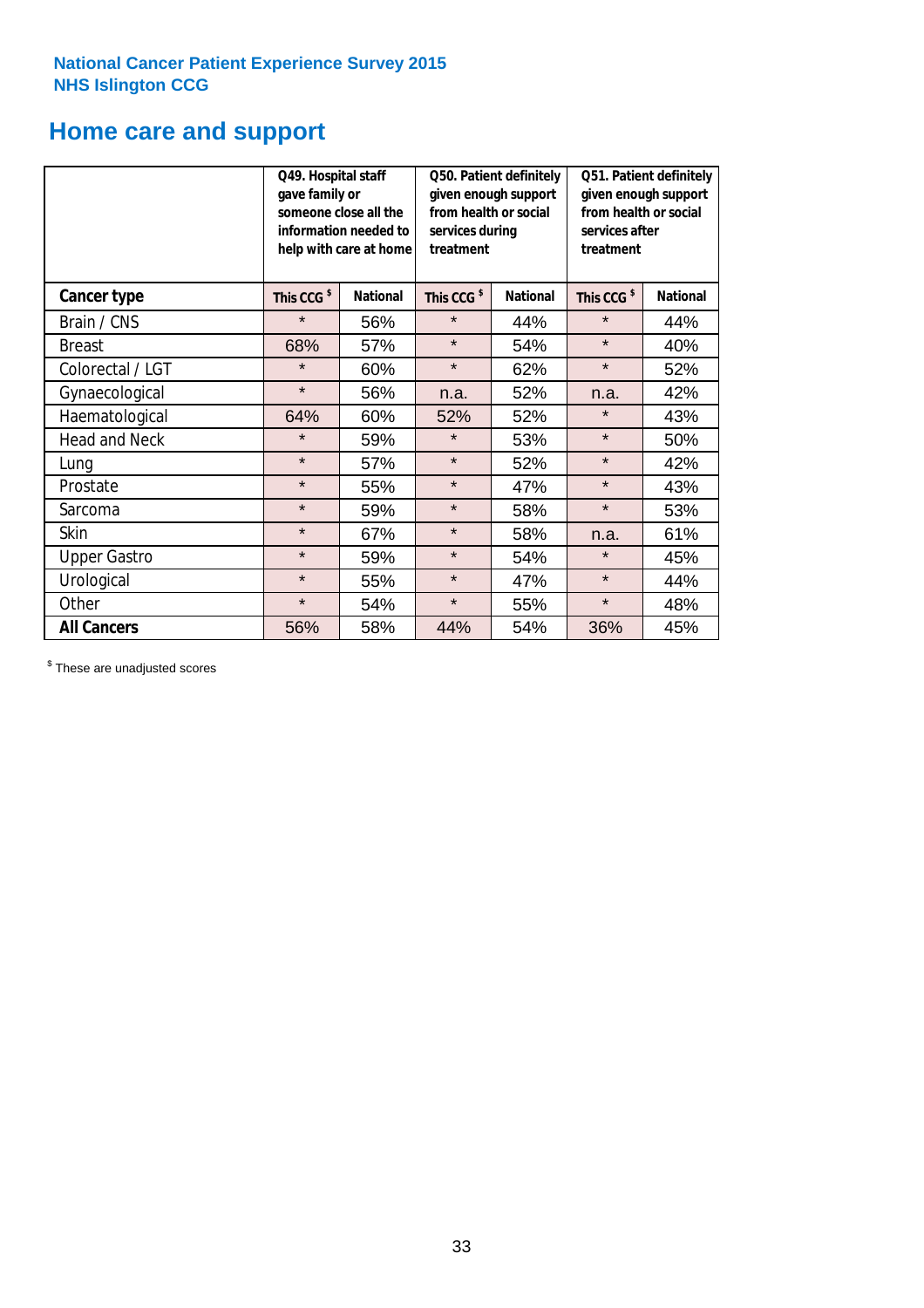**National Cancer Patient Experience Survey 2015**
**NHS Islington CCG**

# Home care and support

| | Q49. Hospital staff gave family or someone close all the information needed to help with care at home | | Q50. Patient definitely given enough support from health or social services during treatment | | Q51. Patient definitely given enough support from health or social services after treatment | |
|---|---|---|---|---|---|---|
| **Cancer type** | **This CCG $** | **National** | **This CCG $** | **National** | **This CCG $** | **National** |
| Brain / CNS | * | 56% | * | 44% | * | 44% |
| Breast | 68% | 57% | * | 54% | * | 40% |
| Colorectal / LGT | * | 60% | * | 62% | * | 52% |
| Gynaecological | * | 56% | n.a. | 52% | n.a. | 42% |
| Haematological | 64% | 60% | 52% | 52% | * | 43% |
| Head and Neck | * | 59% | * | 53% | * | 50% |
| Lung | * | 57% | * | 52% | * | 42% |
| Prostate | * | 55% | * | 47% | * | 43% |
| Sarcoma | * | 59% | * | 58% | * | 53% |
| Skin | * | 67% | * | 58% | n.a. | 61% |
| Upper Gastro | * | 59% | * | 54% | * | 45% |
| Urological | * | 55% | * | 47% | * | 44% |
| Other | * | 54% | * | 55% | * | 48% |
| **All Cancers** | 56% | 58% | 44% | 54% | 36% | 45% |

$ These are unadjusted scores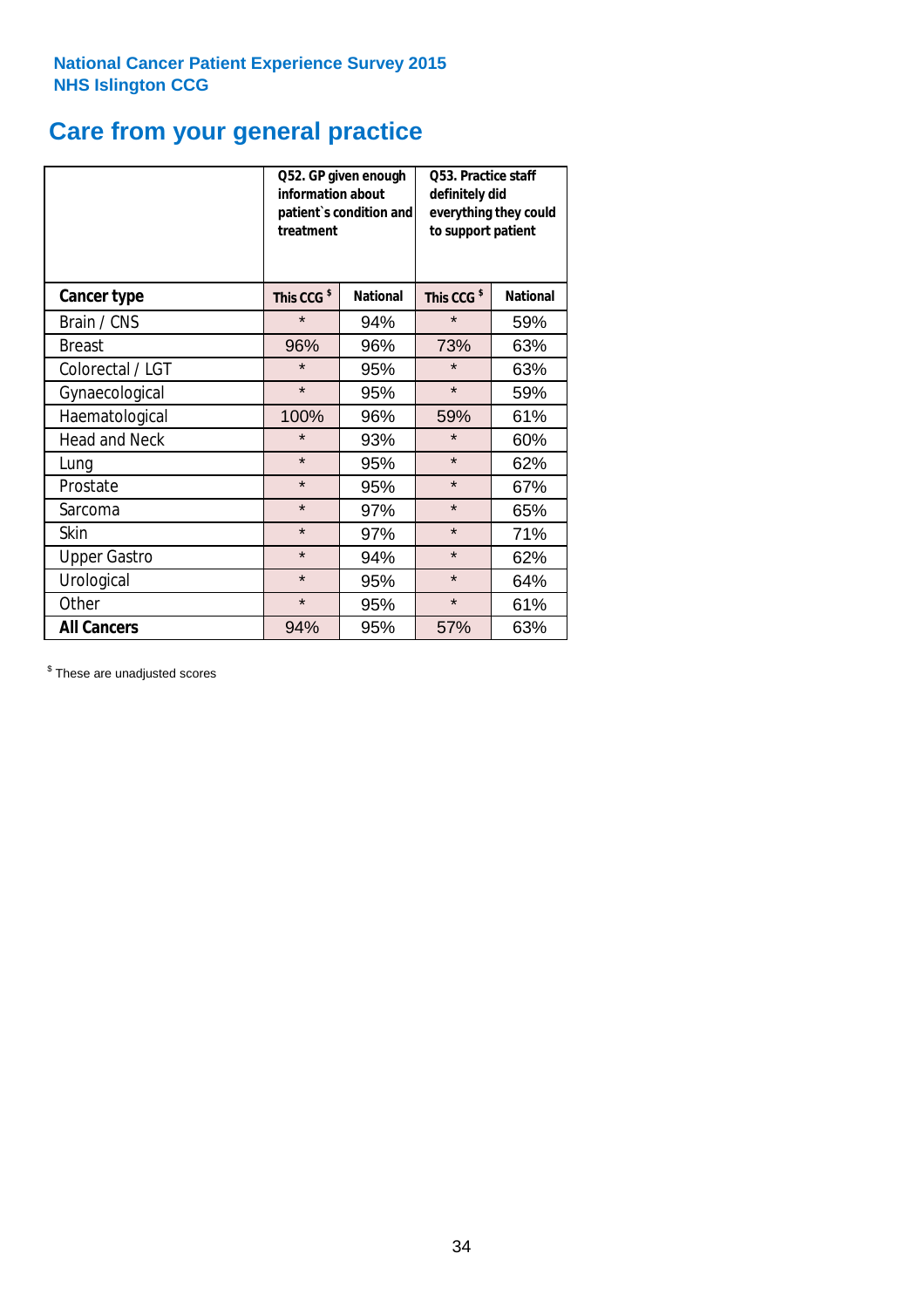**National Cancer Patient Experience Survey 2015**
**NHS Islington CCG**

# Care from your general practice

| | Q52. GP given enough information about patient`s condition and treatment | | Q53. Practice staff definitely did everything they could to support patient | |
|---|---|---|---|---|
| **Cancer type** | **This CCG $** | **National** | **This CCG $** | **National** |
| Brain / CNS | * | 94% | * | 59% |
| Breast | 96% | 96% | 73% | 63% |
| Colorectal / LGT | * | 95% | * | 63% |
| Gynaecological | * | 95% | * | 59% |
| Haematological | 100% | 96% | 59% | 61% |
| Head and Neck | * | 93% | * | 60% |
| Lung | * | 95% | * | 62% |
| Prostate | * | 95% | * | 67% |
| Sarcoma | * | 97% | * | 65% |
| Skin | * | 97% | * | 71% |
| Upper Gastro | * | 94% | * | 62% |
| Urological | * | 95% | * | 64% |
| Other | * | 95% | * | 61% |
| **All Cancers** | 94% | 95% | 57% | 63% |

$ These are unadjusted scores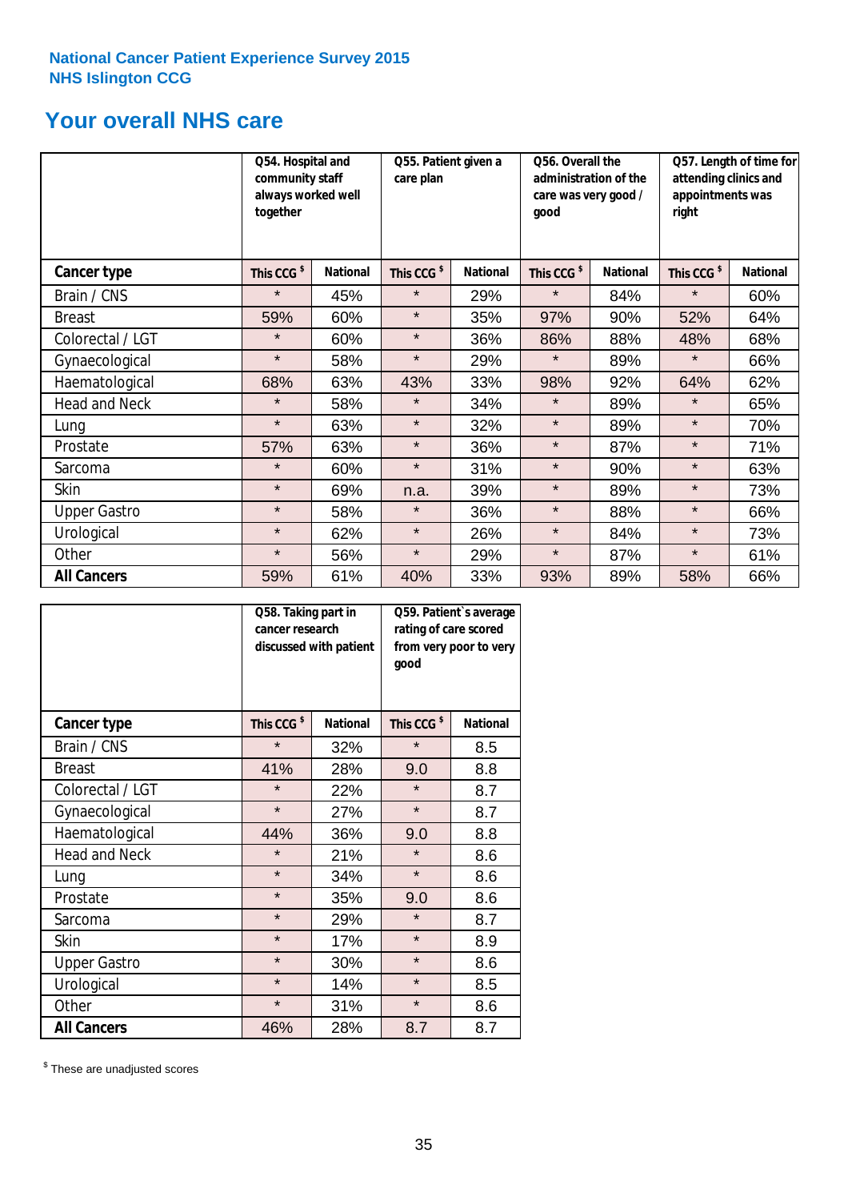National Cancer Patient Experience Survey 2015
NHS Islington CCG

## Your overall NHS care

| | Q54. Hospital and community staff always worked well together | | Q55. Patient given a care plan | | Q56. Overall the administration of the care was very good / good | | Q57. Length of time for attending clinics and appointments was right | |
|---|---|---|---|---|---|---|---|---|
| **Cancer type** | This CCG $ | National | This CCG $ | National | This CCG $ | National | This CCG $ | National |
| Brain / CNS | * | 45% | * | 29% | * | 84% | * | 60% |
| Breast | 59% | 60% | * | 35% | 97% | 90% | 52% | 64% |
| Colorectal / LGT | * | 60% | * | 36% | 86% | 88% | 48% | 68% |
| Gynaecological | * | 58% | * | 29% | * | 89% | * | 66% |
| Haematological | 68% | 63% | 43% | 33% | 98% | 92% | 64% | 62% |
| Head and Neck | * | 58% | * | 34% | * | 89% | * | 65% |
| Lung | * | 63% | * | 32% | * | 89% | * | 70% |
| Prostate | 57% | 63% | * | 36% | * | 87% | * | 71% |
| Sarcoma | * | 60% | * | 31% | * | 90% | * | 63% |
| Skin | * | 69% | n.a. | 39% | * | 89% | * | 73% |
| Upper Gastro | * | 58% | * | 36% | * | 88% | * | 66% |
| Urological | * | 62% | * | 26% | * | 84% | * | 73% |
| Other | * | 56% | * | 29% | * | 87% | * | 61% |
| **All Cancers** | 59% | 61% | 40% | 33% | 93% | 89% | 58% | 66% |

| | Q58. Taking part in cancer research discussed with patient | | Q59. Patient's average rating of care scored from very poor to very good | |
|---|---|---|---|---|
| **Cancer type** | This CCG $ | National | This CCG $ | National |
| Brain / CNS | * | 32% | * | 8.5 |
| Breast | 41% | 28% | 9.0 | 8.8 |
| Colorectal / LGT | * | 22% | * | 8.7 |
| Gynaecological | * | 27% | * | 8.7 |
| Haematological | 44% | 36% | 9.0 | 8.8 |
| Head and Neck | * | 21% | * | 8.6 |
| Lung | * | 34% | * | 8.6 |
| Prostate | * | 35% | 9.0 | 8.6 |
| Sarcoma | * | 29% | * | 8.7 |
| Skin | * | 17% | * | 8.9 |
| Upper Gastro | * | 30% | * | 8.6 |
| Urological | * | 14% | * | 8.5 |
| Other | * | 31% | * | 8.6 |
| **All Cancers** | 46% | 28% | 8.7 | 8.7 |

$ These are unadjusted scores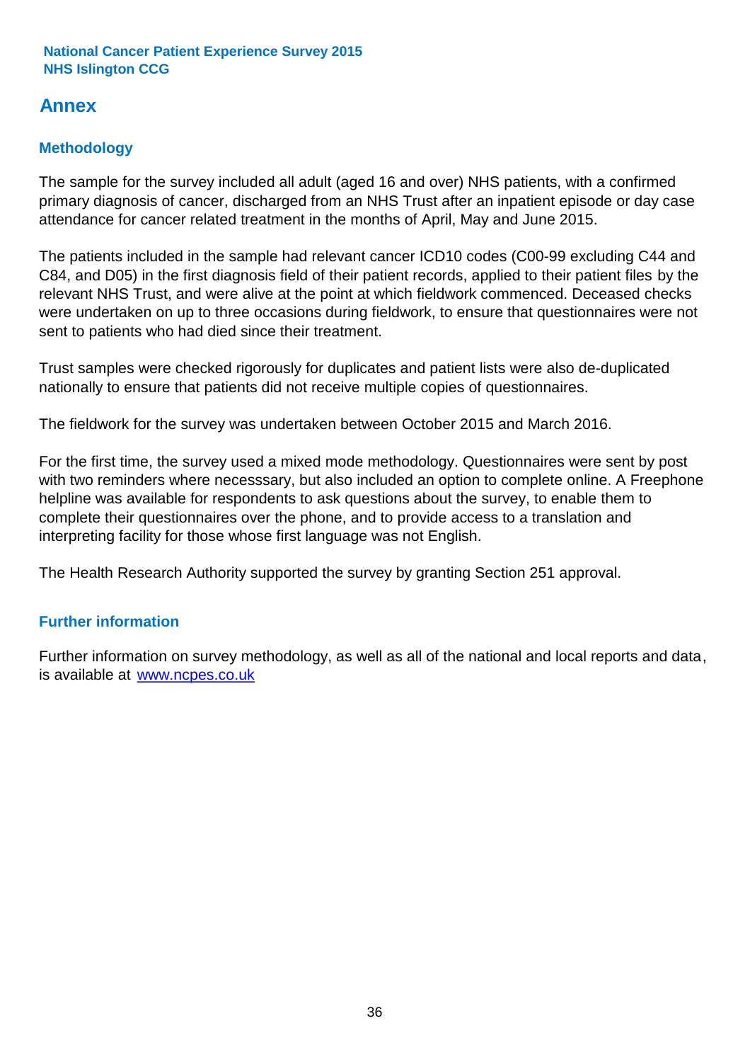# Annex

## Methodology

The sample for the survey included all adult (aged 16 and over) NHS patients, with a confirmed primary diagnosis of cancer, discharged from an NHS Trust after an inpatient episode or day case attendance for cancer related treatment in the months of April, May and June 2015.

The patients included in the sample had relevant cancer ICD10 codes (C00-99 excluding C44 and C84, and D05) in the first diagnosis field of their patient records, applied to their patient files by the relevant NHS Trust, and were alive at the point at which fieldwork commenced. Deceased checks were undertaken on up to three occasions during fieldwork, to ensure that questionnaires were not sent to patients who had died since their treatment.

Trust samples were checked rigorously for duplicates and patient lists were also de-duplicated nationally to ensure that patients did not receive multiple copies of questionnaires.

The fieldwork for the survey was undertaken between October 2015 and March 2016.

For the first time, the survey used a mixed mode methodology. Questionnaires were sent by post with two reminders where necesssary, but also included an option to complete online. A Freephone helpline was available for respondents to ask questions about the survey, to enable them to complete their questionnaires over the phone, and to provide access to a translation and interpreting facility for those whose first language was not English.

The Health Research Authority supported the survey by granting Section 251 approval.

## Further information

Further information on survey methodology, as well as all of the national and local reports and data, is available at [www.ncpes.co.uk](http://www.ncpes.co.uk)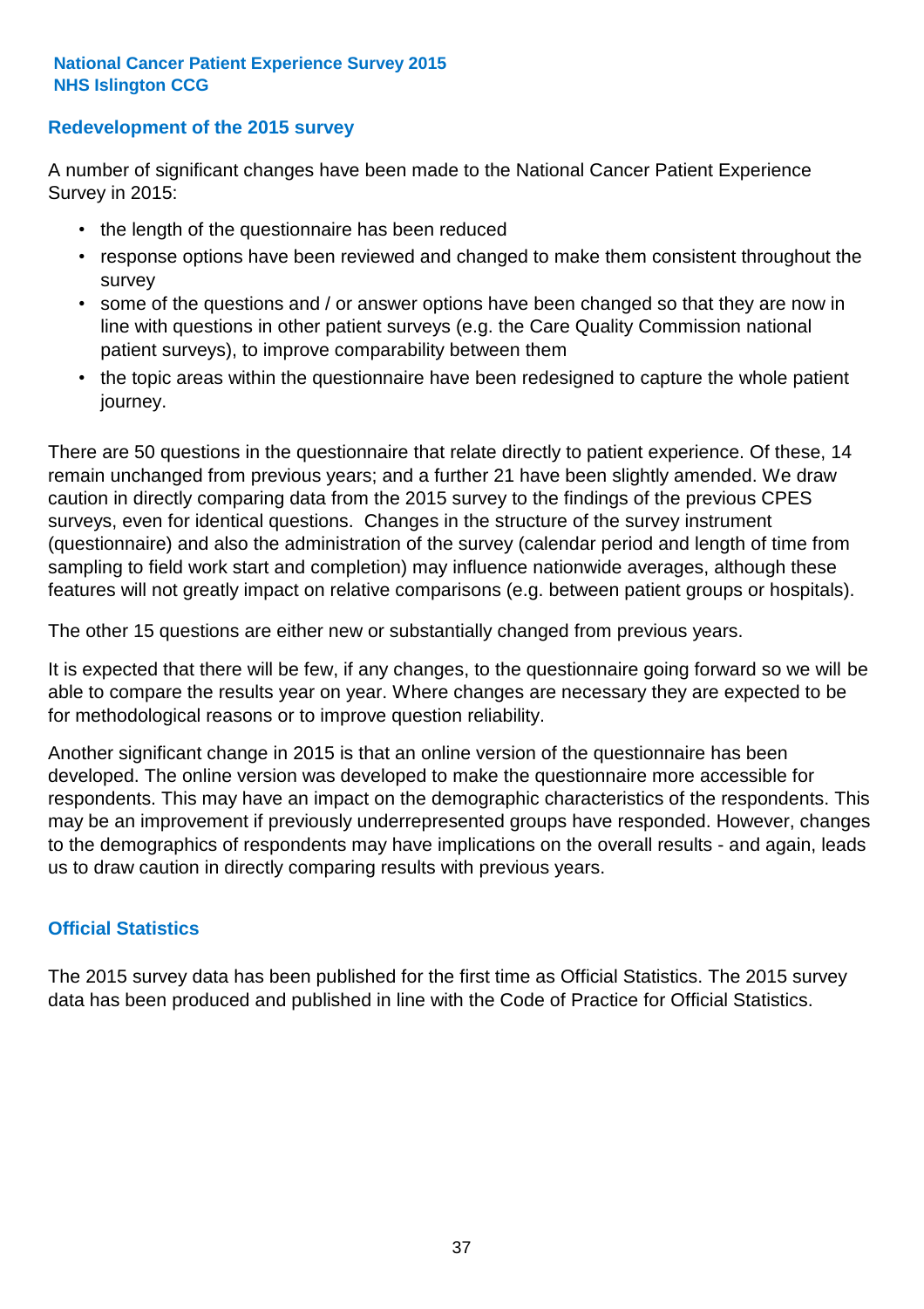## Redevelopment of the 2015 survey

A number of significant changes have been made to the National Cancer Patient Experience Survey in 2015:

- the length of the questionnaire has been reduced
- response options have been reviewed and changed to make them consistent throughout the survey
- some of the questions and / or answer options have been changed so that they are now in line with questions in other patient surveys (e.g. the Care Quality Commission national patient surveys), to improve comparability between them
- the topic areas within the questionnaire have been redesigned to capture the whole patient journey.

There are 50 questions in the questionnaire that relate directly to patient experience. Of these, 14 remain unchanged from previous years; and a further 21 have been slightly amended. We draw caution in directly comparing data from the 2015 survey to the findings of the previous CPES surveys, even for identical questions. Changes in the structure of the survey instrument (questionnaire) and also the administration of the survey (calendar period and length of time from sampling to field work start and completion) may influence nationwide averages, although these features will not greatly impact on relative comparisons (e.g. between patient groups or hospitals).

The other 15 questions are either new or substantially changed from previous years.

It is expected that there will be few, if any changes, to the questionnaire going forward so we will be able to compare the results year on year. Where changes are necessary they are expected to be for methodological reasons or to improve question reliability.

Another significant change in 2015 is that an online version of the questionnaire has been developed. The online version was developed to make the questionnaire more accessible for respondents. This may have an impact on the demographic characteristics of the respondents. This may be an improvement if previously underrepresented groups have responded. However, changes to the demographics of respondents may have implications on the overall results - and again, leads us to draw caution in directly comparing results with previous years.

## Official Statistics

The 2015 survey data has been published for the first time as Official Statistics. The 2015 survey data has been produced and published in line with the Code of Practice for Official Statistics.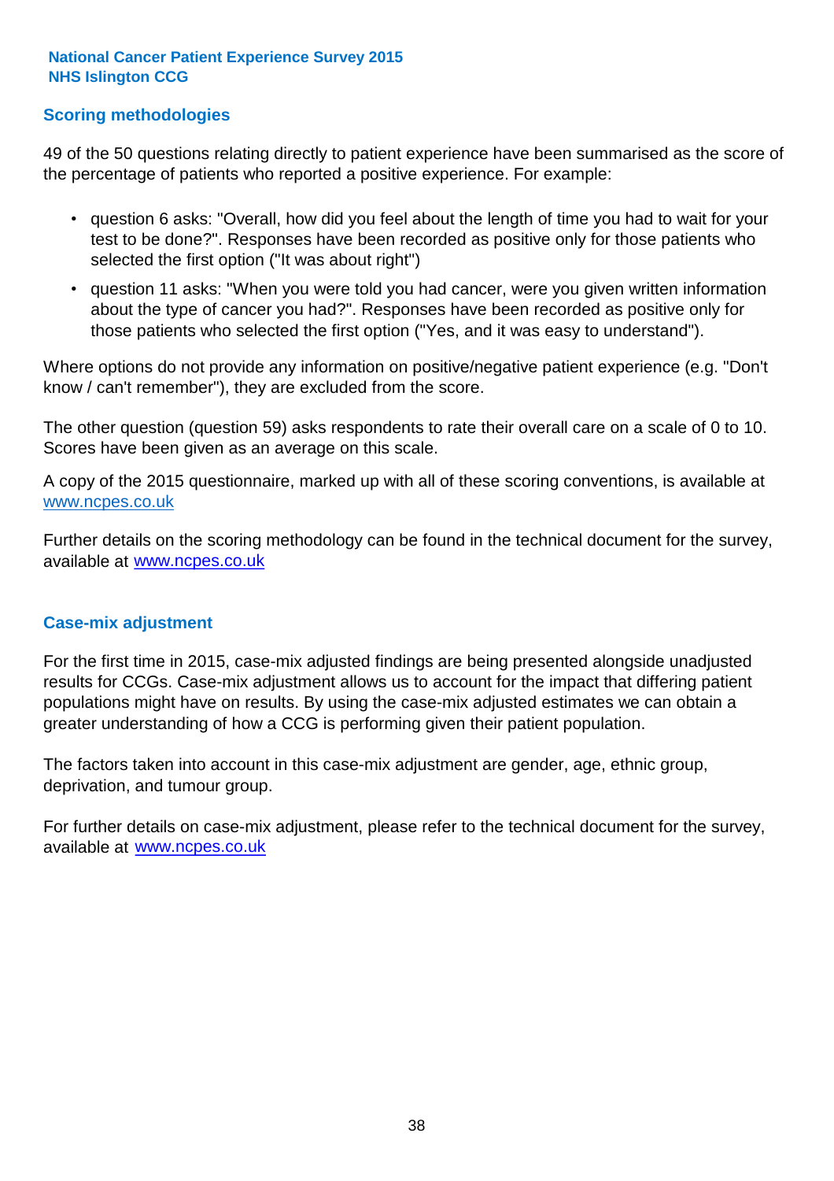## Scoring methodologies

49 of the 50 questions relating directly to patient experience have been summarised as the score of the percentage of patients who reported a positive experience. For example:

- question 6 asks: "Overall, how did you feel about the length of time you had to wait for your test to be done?". Responses have been recorded as positive only for those patients who selected the first option ("It was about right")
- question 11 asks: "When you were told you had cancer, were you given written information about the type of cancer you had?". Responses have been recorded as positive only for those patients who selected the first option ("Yes, and it was easy to understand").

Where options do not provide any information on positive/negative patient experience (e.g. "Don't know / can't remember"), they are excluded from the score.

The other question (question 59) asks respondents to rate their overall care on a scale of 0 to 10. Scores have been given as an average on this scale.

A copy of the 2015 questionnaire, marked up with all of these scoring conventions, is available at www.ncpes.co.uk

Further details on the scoring methodology can be found in the technical document for the survey, available at www.ncpes.co.uk

## Case-mix adjustment

For the first time in 2015, case-mix adjusted findings are being presented alongside unadjusted results for CCGs. Case-mix adjustment allows us to account for the impact that differing patient populations might have on results. By using the case-mix adjusted estimates we can obtain a greater understanding of how a CCG is performing given their patient population.

The factors taken into account in this case-mix adjustment are gender, age, ethnic group, deprivation, and tumour group.

For further details on case-mix adjustment, please refer to the technical document for the survey, available at www.ncpes.co.uk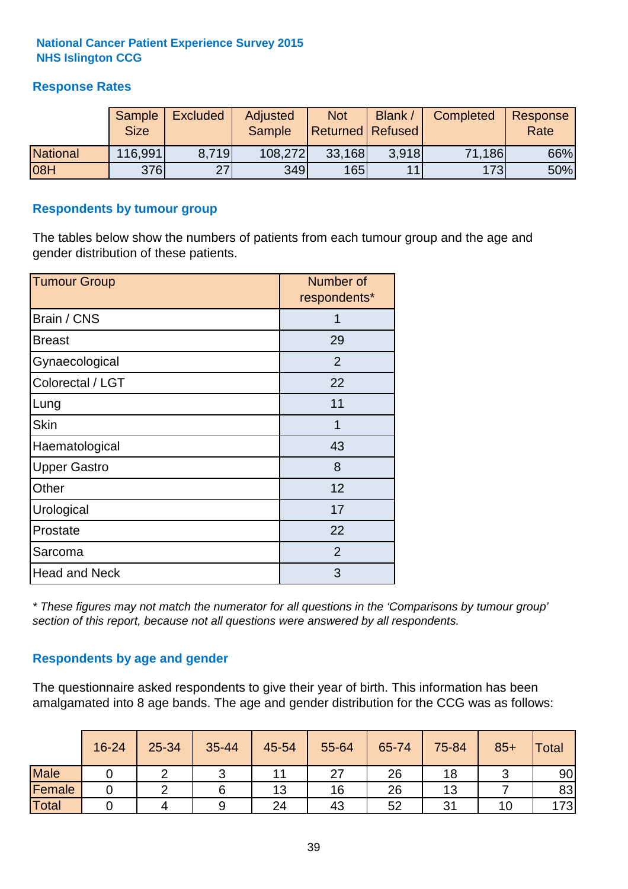**National Cancer Patient Experience Survey 2015**
**NHS Islington CCG**

## Response Rates

| | Sample Size | Excluded | Adjusted Sample | Not Returned | Blank / Refused | Completed | Response Rate |
|---|---|---|---|---|---|---|---|
| National | 116,991 | 8,719 | 108,272 | 33,168 | 3,918 | 71,186 | 66% |
| 08H | 376 | 27 | 349 | 165 | 11 | 173 | 50% |

## Respondents by tumour group

The tables below show the numbers of patients from each tumour group and the age and gender distribution of these patients.

| Tumour Group | Number of respondents* |
|---|---|
| Brain / CNS | 1 |
| Breast | 29 |
| Gynaecological | 2 |
| Colorectal / LGT | 22 |
| Lung | 11 |
| Skin | 1 |
| Haematological | 43 |
| Upper Gastro | 8 |
| Other | 12 |
| Urological | 17 |
| Prostate | 22 |
| Sarcoma | 2 |
| Head and Neck | 3 |

*\* These figures may not match the numerator for all questions in the 'Comparisons by tumour group' section of this report, because not all questions were answered by all respondents.*

## Respondents by age and gender

The questionnaire asked respondents to give their year of birth. This information has been amalgamated into 8 age bands. The age and gender distribution for the CCG was as follows:

| | 16-24 | 25-34 | 35-44 | 45-54 | 55-64 | 65-74 | 75-84 | 85+ | Total |
|---|---|---|---|---|---|---|---|---|---|
| Male | 0 | 2 | 3 | 11 | 27 | 26 | 18 | 3 | 90 |
| Female | 0 | 2 | 6 | 13 | 16 | 26 | 13 | 7 | 83 |
| Total | 0 | 4 | 9 | 24 | 43 | 52 | 31 | 10 | 173 |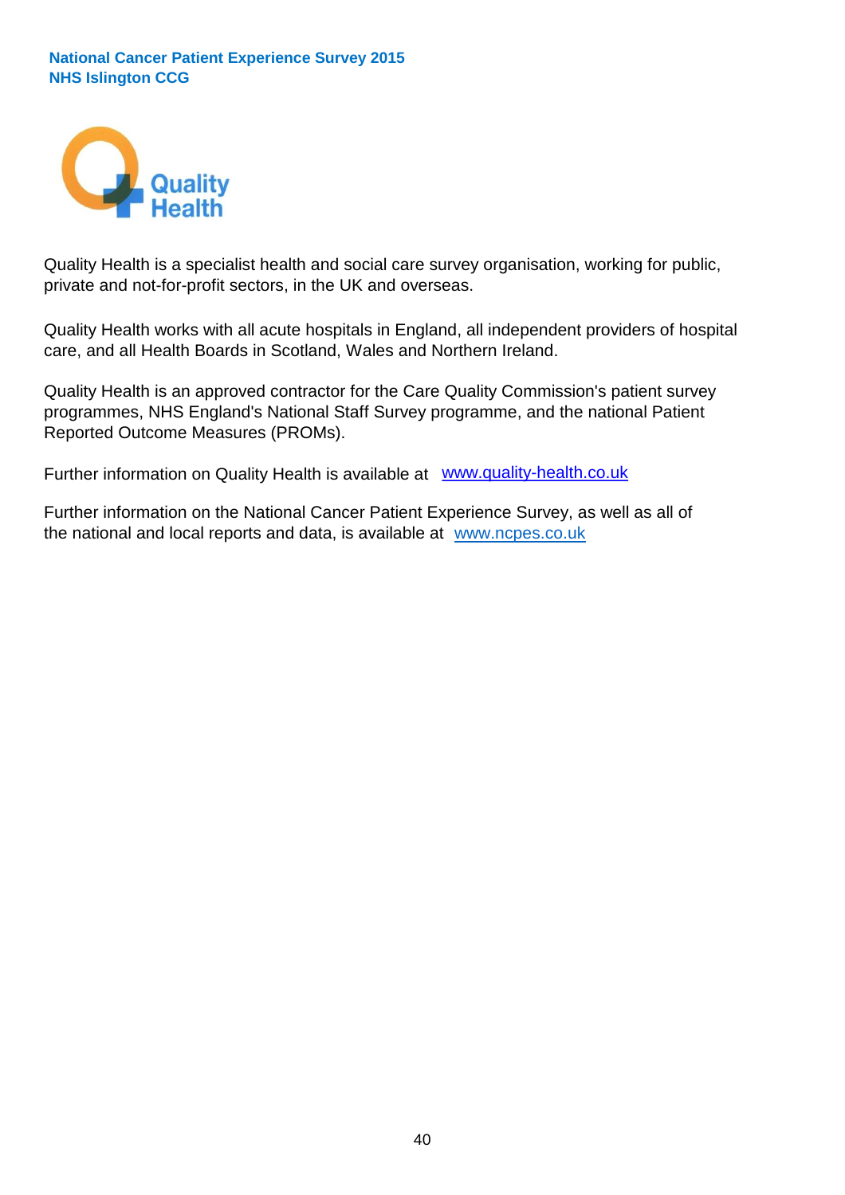Quality Health is a specialist health and social care survey organisation, working for public, private and not-for-profit sectors, in the UK and overseas.

Quality Health works with all acute hospitals in England, all independent providers of hospital care, and all Health Boards in Scotland, Wales and Northern Ireland.

Quality Health is an approved contractor for the Care Quality Commission's patient survey programmes, NHS England's National Staff Survey programme, and the national Patient Reported Outcome Measures (PROMs).

Further information on Quality Health is available at [www.quality-health.co.uk](http://www.quality-health.co.uk)

Further information on the National Cancer Patient Experience Survey, as well as all of the national and local reports and data, is available at [www.ncpes.co.uk](http://www.ncpes.co.uk)